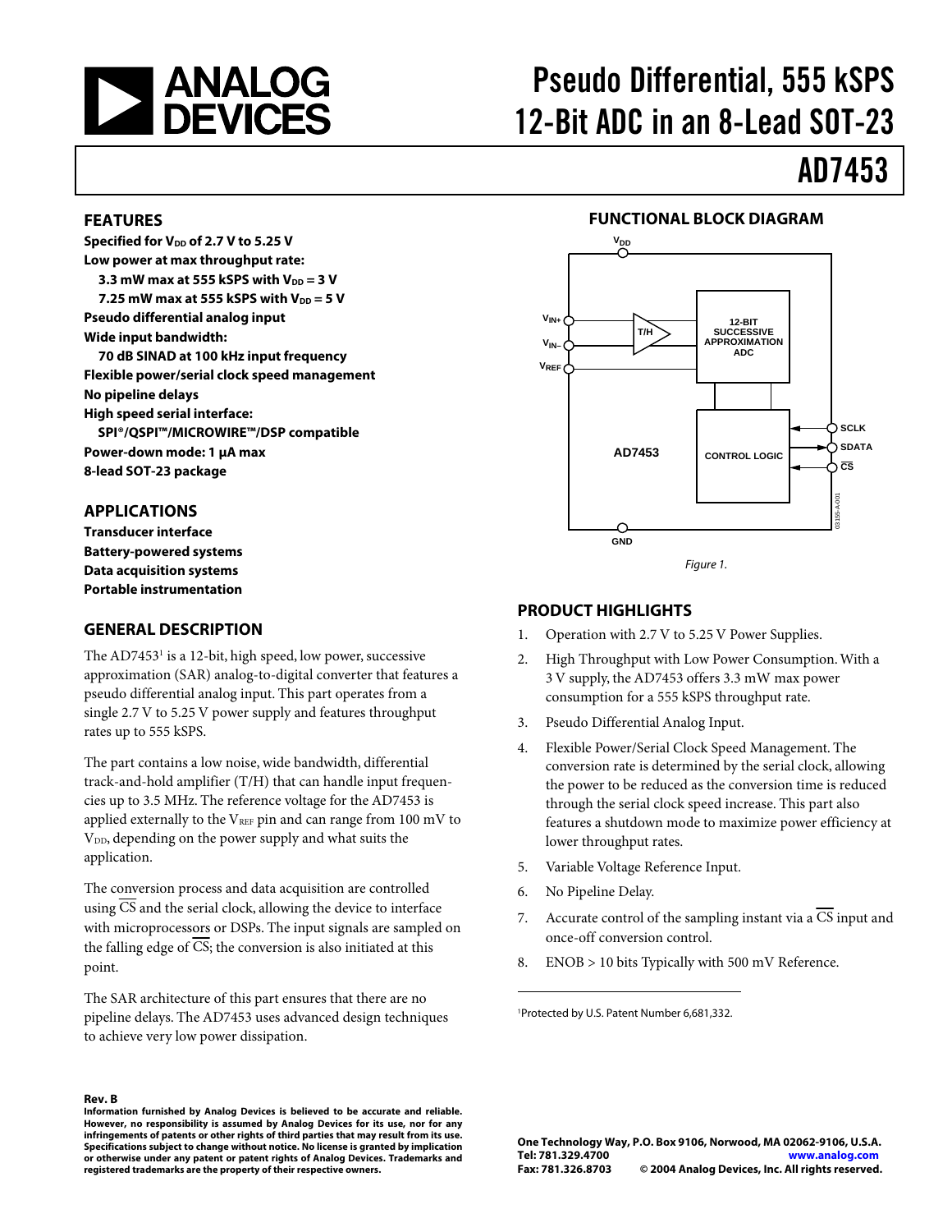# Pseudo Differential, 555 kSPS 12-Bit ADC in an 8-Lead SOT-23

# AD7453

## FEATURES

**Specified for $V_{DD}$ of 2.7 V to 5.25 V**
**Low power at max throughput rate:**
- **3.3 mW max at 555 kSPS with $V_{DD}$ = 3 V**
- **7.25 mW max at 555 kSPS with $V_{DD}$ = 5 V**

**Pseudo differential analog input**
**Wide input bandwidth:**
- **70 dB SINAD at 100 kHz input frequency**

**Flexible power/serial clock speed management**
**No pipeline delays**
**High speed serial interface:**
- **SPI®/QSPI™/MICROWIRE™/DSP compatible**

**Power-down mode: 1 µA max**
**8-lead SOT-23 package**

## APPLICATIONS

**Transducer interface**
**Battery-powered systems**
**Data acquisition systems**
**Portable instrumentation**

## FUNCTIONAL BLOCK DIAGRAM

Figure 1.

## GENERAL DESCRIPTION

The AD7453[1] is a 12-bit, high speed, low power, successive approximation (SAR) analog-to-digital converter that features a pseudo differential analog input. This part operates from a single 2.7 V to 5.25 V power supply and features throughput rates up to 555 kSPS.

The part contains a low noise, wide bandwidth, differential track-and-hold amplifier (T/H) that can handle input frequencies up to 3.5 MHz. The reference voltage for the AD7453 is applied externally to the $V_{REF}$ pin and can range from 100 mV to $V_{DD}$, depending on the power supply and what suits the application.

The conversion process and data acquisition are controlled using $\overline{CS}$ and the serial clock, allowing the device to interface with microprocessors or DSPs. The input signals are sampled on the falling edge of $\overline{CS}$; the conversion is also initiated at this point.

The SAR architecture of this part ensures that there are no pipeline delays. The AD7453 uses advanced design techniques to achieve very low power dissipation.

## PRODUCT HIGHLIGHTS

1. Operation with 2.7 V to 5.25 V Power Supplies.
2. High Throughput with Low Power Consumption. With a 3 V supply, the AD7453 offers 3.3 mW max power consumption for a 555 kSPS throughput rate.
3. Pseudo Differential Analog Input.
4. Flexible Power/Serial Clock Speed Management. The conversion rate is determined by the serial clock, allowing the power to be reduced as the conversion time is reduced through the serial clock speed increase. This part also features a shutdown mode to maximize power efficiency at lower throughput rates.
5. Variable Voltage Reference Input.
6. No Pipeline Delay.
7. Accurate control of the sampling instant via a $\overline{CS}$ input and once-off conversion control.
8. ENOB > 10 bits Typically with 500 mV Reference.

[1]Protected by U.S. Patent Number 6,681,332.

**Rev. B**
**Information furnished by Analog Devices is believed to be accurate and reliable. However, no responsibility is assumed by Analog Devices for its use, nor for any infringements of patents or other rights of third parties that may result from its use. Specifications subject to change without notice. No license is granted by implication or otherwise under any patent or patent rights of Analog Devices. Trademarks and registered trademarks are the property of their respective owners.**

**One Technology Way, P.O. Box 9106, Norwood, MA 02062-9106, U.S.A.**
**Tel: 781.329.4700 www.analog.com**
**Fax: 781.326.8703 © 2004 Analog Devices, Inc. All rights reserved.**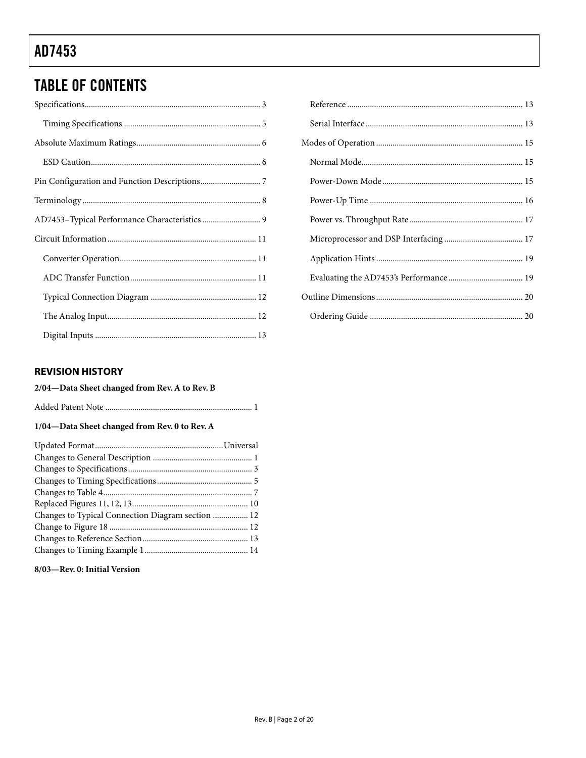# TABLE OF CONTENTS

Specifications .................................................................................... 3

Timing Specifications ................................................................. 5

Absolute Maximum Ratings........................................................... 6

ESD Caution................................................................................ 6

Pin Configuration and Function Descriptions............................. 7

Terminology ..................................................................................... 8

AD7453–Typical Performance Characteristics ............................ 9

Circuit Information ....................................................................... 11

Converter Operation................................................................. 11

ADC Transfer Function............................................................ 11

Typical Connection Diagram .................................................. 12

The Analog Input....................................................................... 12

Digital Inputs ............................................................................. 13

Reference .................................................................................... 13

Serial Interface ........................................................................... 13

Modes of Operation ...................................................................... 15

Normal Mode............................................................................. 15

Power-Down Mode ................................................................... 15

Power-Up Time ......................................................................... 16

Power vs. Throughput Rate...................................................... 17

Microprocessor and DSP Interfacing ..................................... 17

Application Hints ...................................................................... 19

Evaluating the AD7453's Performance.................................... 19

Outline Dimensions ...................................................................... 20

Ordering Guide ......................................................................... 20

## REVISION HISTORY

**2/04—Data Sheet changed from Rev. A to Rev. B**

Added Patent Note ...................................................................... 1

**1/04—Data Sheet changed from Rev. 0 to Rev. A**

Updated Format.............................................................Universal
Changes to General Description ............................................... 1
Changes to Specifications ........................................................... 3
Changes to Timing Specifications ............................................. 5
Changes to Table 4....................................................................... 7
Replaced Figures 11, 12, 13....................................................... 10
Changes to Typical Connection Diagram section ................. 12
Change to Figure 18 .................................................................. 12
Changes to Reference Section................................................... 13
Changes to Timing Example 1.................................................. 14

**8/03—Rev. 0: Initial Version**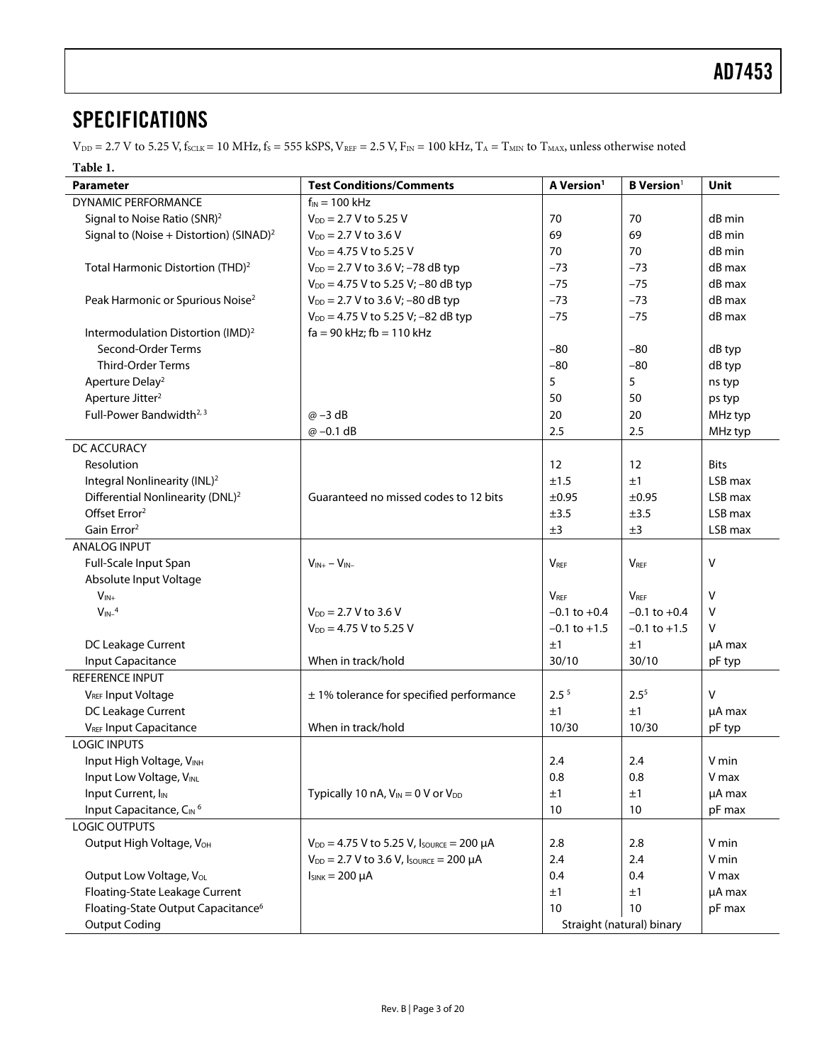## SPECIFICATIONS

$V_{DD}$ = 2.7 V to 5.25 V, $f_{SCLK}$ = 10 MHz, $f_S$ = 555 kSPS, $V_{REF}$ = 2.5 V, $F_{IN}$ = 100 kHz, $T_A$ = $T_{MIN}$ to $T_{MAX}$, unless otherwise noted

**Table 1.**

| Parameter | Test Conditions/Comments | A Version[1] | B Version[1] | Unit |
|---|---|---|---|---|
| DYNAMIC PERFORMANCE | $f_{IN}$ = 100 kHz | | | |
| Signal to Noise Ratio (SNR)[2] | $V_{DD}$ = 2.7 V to 5.25 V | 70 | 70 | dB min |
| Signal to (Noise + Distortion) (SINAD)[2] | $V_{DD}$ = 2.7 V to 3.6 V | 69 | 69 | dB min |
| | $V_{DD}$ = 4.75 V to 5.25 V | 70 | 70 | dB min |
| Total Harmonic Distortion (THD)[2] | $V_{DD}$ = 2.7 V to 3.6 V; −78 dB typ | −73 | −73 | dB max |
| | $V_{DD}$ = 4.75 V to 5.25 V; −80 dB typ | −75 | −75 | dB max |
| Peak Harmonic or Spurious Noise[2] | $V_{DD}$ = 2.7 V to 3.6 V; −80 dB typ | −73 | −73 | dB max |
| | $V_{DD}$ = 4.75 V to 5.25 V; −82 dB typ | −75 | −75 | dB max |
| Intermodulation Distortion (IMD)[2] | fa = 90 kHz; fb = 110 kHz | | | |
| Second-Order Terms | | −80 | −80 | dB typ |
| Third-Order Terms | | −80 | −80 | dB typ |
| Aperture Delay[2] | | 5 | 5 | ns typ |
| Aperture Jitter[2] | | 50 | 50 | ps typ |
| Full-Power Bandwidth[2, 3] | @ −3 dB | 20 | 20 | MHz typ |
| | @ −0.1 dB | 2.5 | 2.5 | MHz typ |
| DC ACCURACY | | | | |
| Resolution | | 12 | 12 | Bits |
| Integral Nonlinearity (INL)[2] | | ±1.5 | ±1 | LSB max |
| Differential Nonlinearity (DNL)[2] | Guaranteed no missed codes to 12 bits | ±0.95 | ±0.95 | LSB max |
| Offset Error[2] | | ±3.5 | ±3.5 | LSB max |
| Gain Error[2] | | ±3 | ±3 | LSB max |
| ANALOG INPUT | | | | |
| Full-Scale Input Span | $V_{IN+} − V_{IN−}$ | $V_{REF}$ | $V_{REF}$ | V |
| Absolute Input Voltage | | | | |
| $V_{IN+}$ | | $V_{REF}$ | $V_{REF}$ | V |
| $V_{IN−}$[4] | $V_{DD}$ = 2.7 V to 3.6 V | −0.1 to +0.4 | −0.1 to +0.4 | V |
| | $V_{DD}$ = 4.75 V to 5.25 V | −0.1 to +1.5 | −0.1 to +1.5 | V |
| DC Leakage Current | | ±1 | ±1 | μA max |
| Input Capacitance | When in track/hold | 30/10 | 30/10 | pF typ |
| REFERENCE INPUT | | | | |
| $V_{REF}$ Input Voltage | ± 1% tolerance for specified performance | 2.5[5] | 2.5[5] | V |
| DC Leakage Current | | ±1 | ±1 | μA max |
| $V_{REF}$ Input Capacitance | When in track/hold | 10/30 | 10/30 | pF typ |
| LOGIC INPUTS | | | | |
| Input High Voltage, $V_{INH}$ | | 2.4 | 2.4 | V min |
| Input Low Voltage, $V_{INL}$ | | 0.8 | 0.8 | V max |
| Input Current, $I_{IN}$ | Typically 10 nA, $V_{IN}$ = 0 V or $V_{DD}$ | ±1 | ±1 | μA max |
| Input Capacitance, $C_{IN}$[6] | | 10 | 10 | pF max |
| LOGIC OUTPUTS | | | | |
| Output High Voltage, $V_{OH}$ | $V_{DD}$ = 4.75 V to 5.25 V, $I_{SOURCE}$ = 200 μA | 2.8 | 2.8 | V min |
| | $V_{DD}$ = 2.7 V to 3.6 V, $I_{SOURCE}$ = 200 μA | 2.4 | 2.4 | V min |
| Output Low Voltage, $V_{OL}$ | $I_{SINK}$ = 200 μA | 0.4 | 0.4 | V max |
| Floating-State Leakage Current | | ±1 | ±1 | μA max |
| Floating-State Output Capacitance[6] | | 10 | 10 | pF max |
| Output Coding | | Straight (natural) binary | | |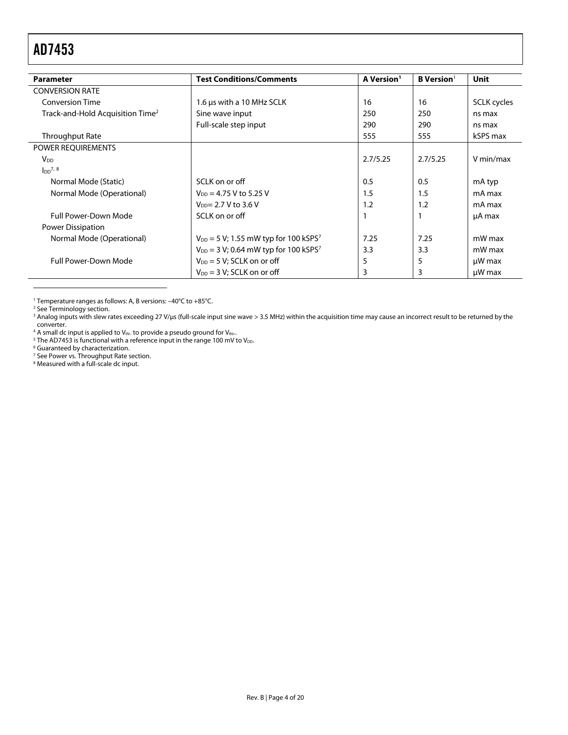| Parameter | Test Conditions/Comments | A Version[1] | B Version[1] | Unit |
|---|---|---|---|---|
| CONVERSION RATE | | | | |
| Conversion Time | 1.6 µs with a 10 MHz SCLK | 16 | 16 | SCLK cycles |
| Track-and-Hold Acquisition Time[2] | Sine wave input | 250 | 250 | ns max |
| | Full-scale step input | 290 | 290 | ns max |
| Throughput Rate | | 555 | 555 | kSPS max |
| POWER REQUIREMENTS | | | | |
| $V_{DD}$ | | 2.7/5.25 | 2.7/5.25 | V min/max |
| $I_{DD}$[7, 8] | | | | |
| Normal Mode (Static) | SCLK on or off | 0.5 | 0.5 | mA typ |
| Normal Mode (Operational) | $V_{DD}$ = 4.75 V to 5.25 V | 1.5 | 1.5 | mA max |
| | $V_{DD}$= 2.7 V to 3.6 V | 1.2 | 1.2 | mA max |
| Full Power-Down Mode | SCLK on or off | 1 | 1 | µA max |
| Power Dissipation | | | | |
| Normal Mode (Operational) | $V_{DD}$ = 5 V; 1.55 mW typ for 100 kSPS[7] | 7.25 | 7.25 | mW max |
| | $V_{DD}$ = 3 V; 0.64 mW typ for 100 kSPS[7] | 3.3 | 3.3 | mW max |
| Full Power-Down Mode | $V_{DD}$ = 5 V; SCLK on or off | 5 | 5 | µW max |
| | $V_{DD}$ = 3 V; SCLK on or off | 3 | 3 | µW max |

[1] Temperature ranges as follows: A, B versions: –40°C to +85°C.
[2] See Terminology section.
[3] Analog inputs with slew rates exceeding 27 V/µs (full-scale input sine wave > 3.5 MHz) within the acquisition time may cause an incorrect result to be returned by the converter.
[4] A small dc input is applied to $V_{IN-}$ to provide a pseudo ground for $V_{IN+}$.
[5] The AD7453 is functional with a reference input in the range 100 mV to $V_{DD}$.
[6] Guaranteed by characterization.
[7] See Power vs. Throughput Rate section.
[8] Measured with a full-scale dc input.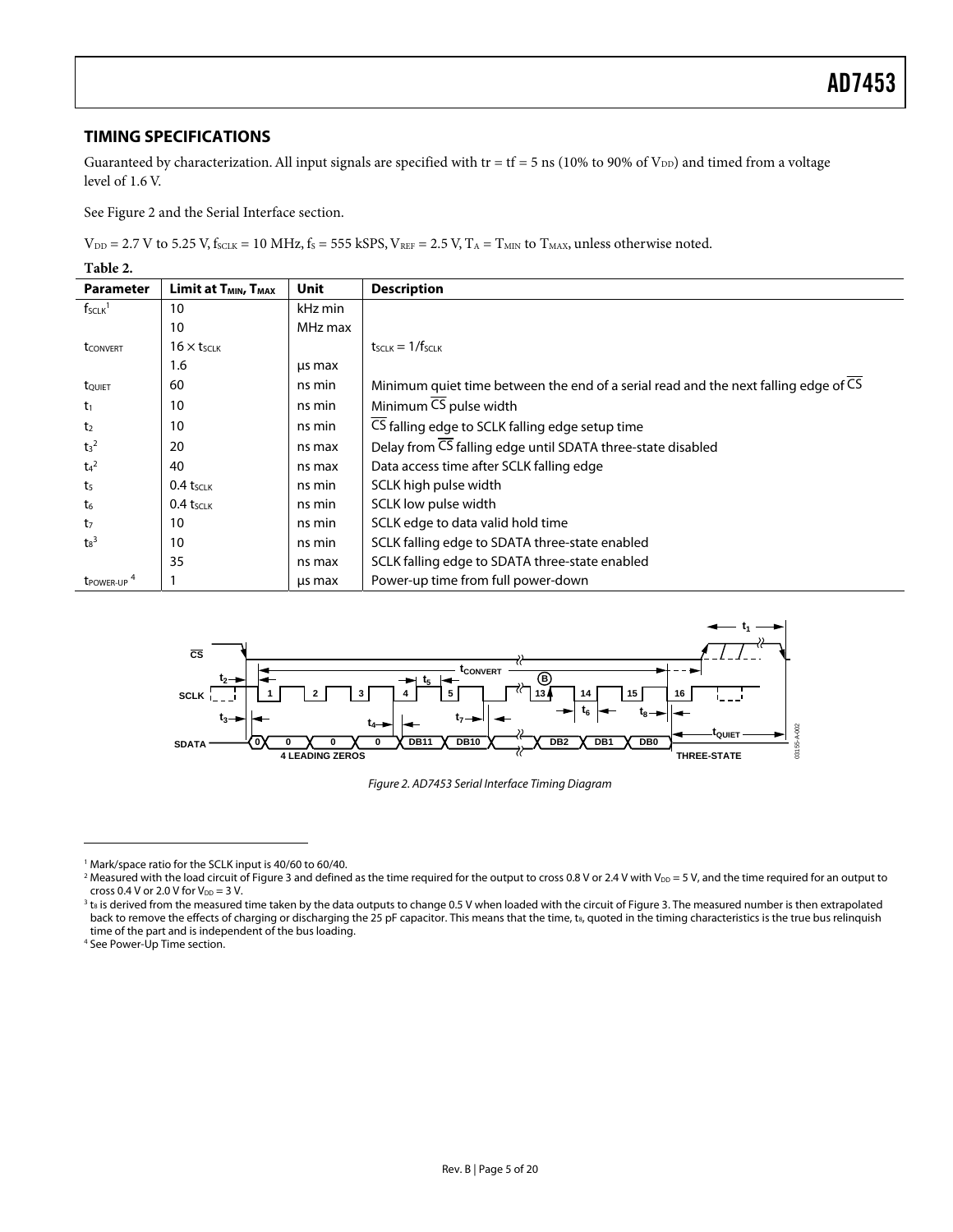## TIMING SPECIFICATIONS

Guaranteed by characterization. All input signals are specified with tr = tf = 5 ns (10% to 90% of $V_{DD}$) and timed from a voltage level of 1.6 V.

See Figure 2 and the Serial Interface section.

$V_{DD}$ = 2.7 V to 5.25 V, $f_{SCLK}$ = 10 MHz, $f_S$ = 555 kSPS, $V_{REF}$ = 2.5 V, $T_A$ = $T_{MIN}$ to $T_{MAX}$, unless otherwise noted.

**Table 2.**

| Parameter | Limit at $T_{MIN}$, $T_{MAX}$ | Unit | Description |
|---|---|---|---|
| $f_{SCLK}$[1] | 10 | kHz min | |
| | 10 | MHz max | |
| $t_{CONVERT}$ | $16 \times t_{SCLK}$ | | $t_{SCLK} = 1/f_{SCLK}$ |
| | 1.6 | µs max | |
| $t_{QUIET}$ | 60 | ns min | Minimum quiet time between the end of a serial read and the next falling edge of $\overline{CS}$ |
| $t_1$ | 10 | ns min | Minimum $\overline{CS}$ pulse width |
| $t_2$ | 10 | ns min | $\overline{CS}$ falling edge to SCLK falling edge setup time |
| $t_3$[2] | 20 | ns max | Delay from $\overline{CS}$ falling edge until SDATA three-state disabled |
| $t_4$[2] | 40 | ns max | Data access time after SCLK falling edge |
| $t_5$ | $0.4\ t_{SCLK}$ | ns min | SCLK high pulse width |
| $t_6$ | $0.4\ t_{SCLK}$ | ns min | SCLK low pulse width |
| $t_7$ | 10 | ns min | SCLK edge to data valid hold time |
| $t_8$[3] | 10 | ns min | SCLK falling edge to SDATA three-state enabled |
| | 35 | ns max | SCLK falling edge to SDATA three-state enabled |
| $t_{POWER-UP}$[4] | 1 | µs max | Power-up time from full power-down |

*Figure 2. AD7453 Serial Interface Timing Diagram*

[1] Mark/space ratio for the SCLK input is 40/60 to 60/40.

[2] Measured with the load circuit of Figure 3 and defined as the time required for the output to cross 0.8 V or 2.4 V with $V_{DD}$ = 5 V, and the time required for an output to cross 0.4 V or 2.0 V for $V_{DD}$ = 3 V.

[3] $t_8$ is derived from the measured time taken by the data outputs to change 0.5 V when loaded with the circuit of Figure 3. The measured number is then extrapolated back to remove the effects of charging or discharging the 25 pF capacitor. This means that the time, $t_8$, quoted in the timing characteristics is the true bus relinquish time of the part and is independent of the bus loading.

[4] See Power-Up Time section.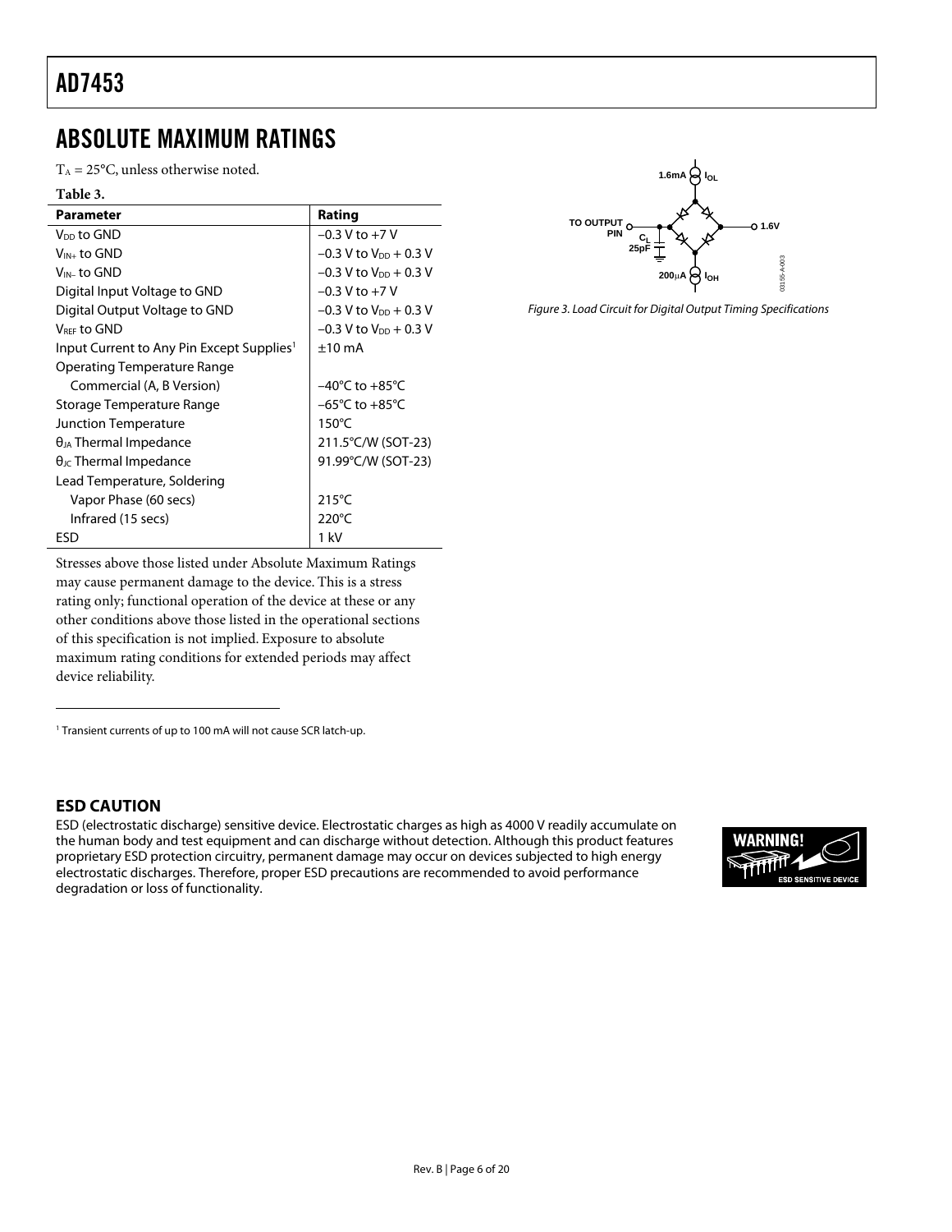## ABSOLUTE MAXIMUM RATINGS

$T_A$ = 25°C, unless otherwise noted.

**Table 3.**

| Parameter | Rating |
|---|---|
| $V_{DD}$ to GND | −0.3 V to +7 V |
| $V_{IN+}$ to GND | −0.3 V to $V_{DD}$ + 0.3 V |
| $V_{IN-}$ to GND | −0.3 V to $V_{DD}$ + 0.3 V |
| Digital Input Voltage to GND | −0.3 V to +7 V |
| Digital Output Voltage to GND | −0.3 V to $V_{DD}$ + 0.3 V |
| $V_{REF}$ to GND | −0.3 V to $V_{DD}$ + 0.3 V |
| Input Current to Any Pin Except Supplies[1] | ±10 mA |
| Operating Temperature Range | |
| Commercial (A, B Version) | −40°C to +85°C |
| Storage Temperature Range | −65°C to +85°C |
| Junction Temperature | 150°C |
| $\theta_{JA}$ Thermal Impedance | 211.5°C/W (SOT-23) |
| $\theta_{JC}$ Thermal Impedance | 91.99°C/W (SOT-23) |
| Lead Temperature, Soldering | |
| Vapor Phase (60 secs) | 215°C |
| Infrared (15 secs) | 220°C |
| ESD | 1 kV |

Stresses above those listed under Absolute Maximum Ratings may cause permanent damage to the device. This is a stress rating only; functional operation of the device at these or any other conditions above those listed in the operational sections of this specification is not implied. Exposure to absolute maximum rating conditions for extended periods may affect device reliability.

[1] Transient currents of up to 100 mA will not cause SCR latch-up.

*Figure 3. Load Circuit for Digital Output Timing Specifications*

### ESD CAUTION

ESD (electrostatic discharge) sensitive device. Electrostatic charges as high as 4000 V readily accumulate on the human body and test equipment and can discharge without detection. Although this product features proprietary ESD protection circuitry, permanent damage may occur on devices subjected to high energy electrostatic discharges. Therefore, proper ESD precautions are recommended to avoid performance degradation or loss of functionality.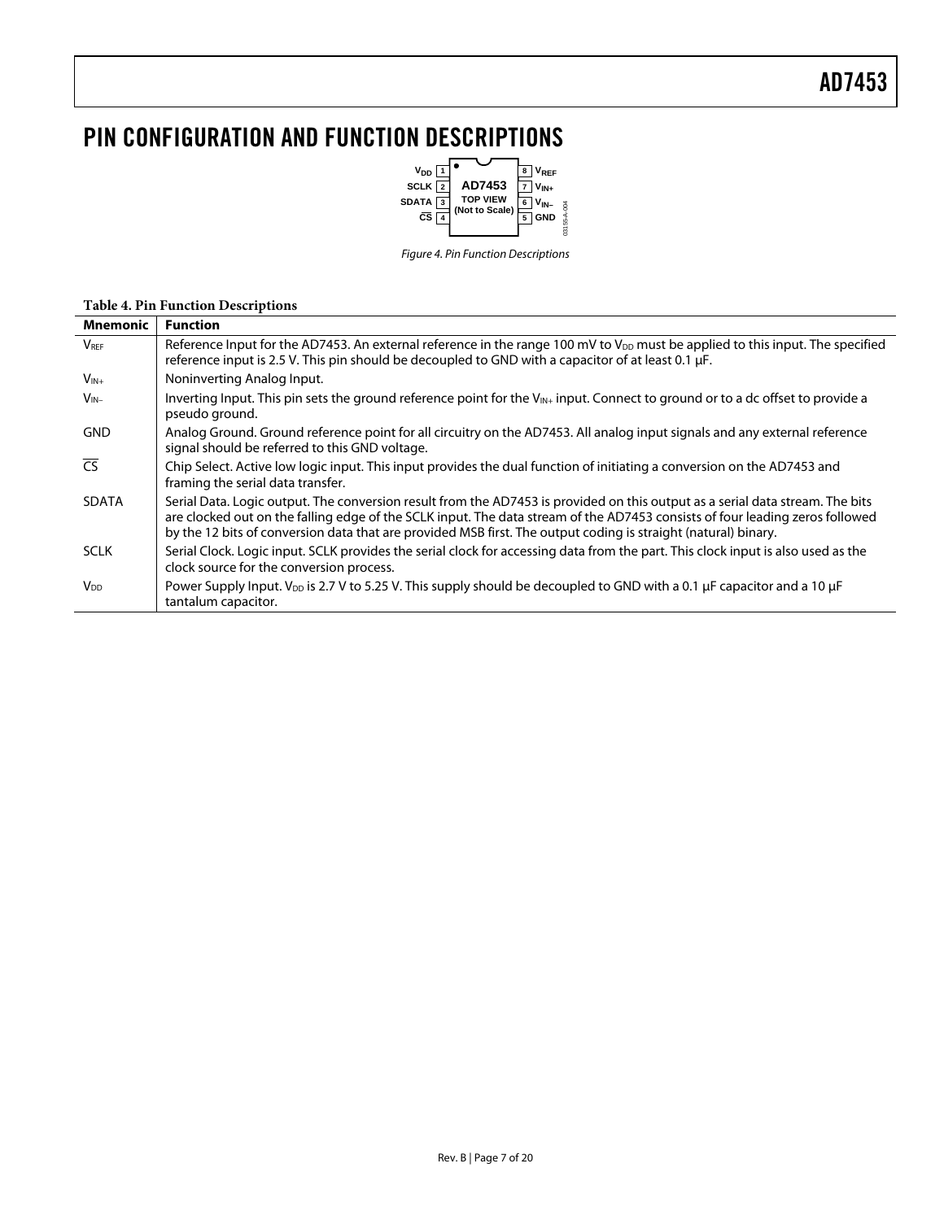# PIN CONFIGURATION AND FUNCTION DESCRIPTIONS

Figure 4. Pin Function Descriptions

**Table 4. Pin Function Descriptions**

| Mnemonic | Function |
|---|---|
| $V_{REF}$ | Reference Input for the AD7453. An external reference in the range 100 mV to $V_{DD}$ must be applied to this input. The specified reference input is 2.5 V. This pin should be decoupled to GND with a capacitor of at least 0.1 µF. |
| $V_{IN+}$ | Noninverting Analog Input. |
| $V_{IN-}$ | Inverting Input. This pin sets the ground reference point for the $V_{IN+}$ input. Connect to ground or to a dc offset to provide a pseudo ground. |
| GND | Analog Ground. Ground reference point for all circuitry on the AD7453. All analog input signals and any external reference signal should be referred to this GND voltage. |
| $\overline{CS}$ | Chip Select. Active low logic input. This input provides the dual function of initiating a conversion on the AD7453 and framing the serial data transfer. |
| SDATA | Serial Data. Logic output. The conversion result from the AD7453 is provided on this output as a serial data stream. The bits are clocked out on the falling edge of the SCLK input. The data stream of the AD7453 consists of four leading zeros followed by the 12 bits of conversion data that are provided MSB first. The output coding is straight (natural) binary. |
| SCLK | Serial Clock. Logic input. SCLK provides the serial clock for accessing data from the part. This clock input is also used as the clock source for the conversion process. |
| $V_{DD}$ | Power Supply Input. $V_{DD}$ is 2.7 V to 5.25 V. This supply should be decoupled to GND with a 0.1 µF capacitor and a 10 µF tantalum capacitor. |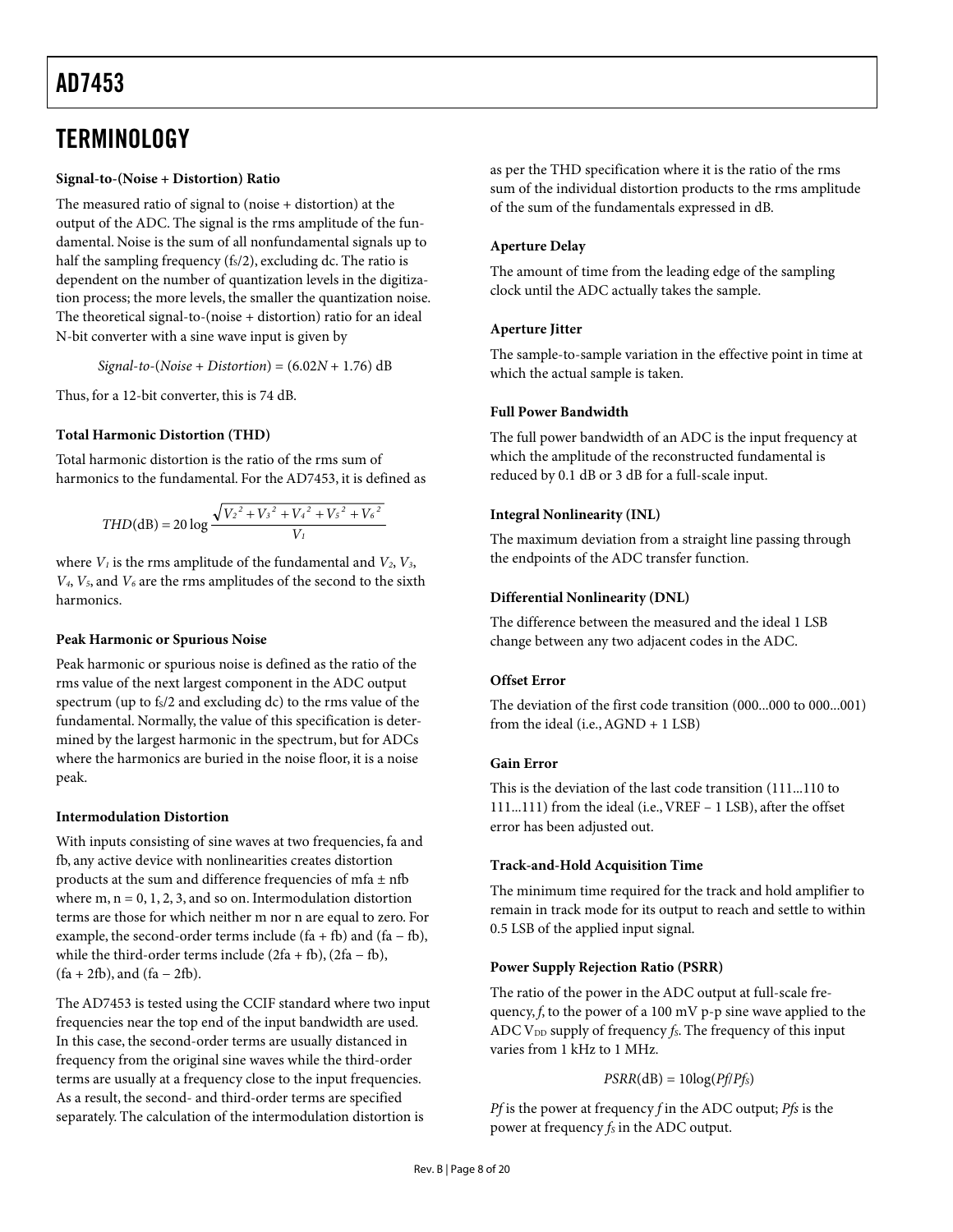## TERMINOLOGY

**Signal-to-(Noise + Distortion) Ratio**

The measured ratio of signal to (noise + distortion) at the output of the ADC. The signal is the rms amplitude of the fundamental. Noise is the sum of all nonfundamental signals up to half the sampling frequency ($f_S/2$), excluding dc. The ratio is dependent on the number of quantization levels in the digitization process; the more levels, the smaller the quantization noise. The theoretical signal-to-(noise + distortion) ratio for an ideal N-bit converter with a sine wave input is given by

$$Signal\text{-}to\text{-}(Noise + Distortion) = (6.02N + 1.76)\ \text{dB}$$

Thus, for a 12-bit converter, this is 74 dB.

**Total Harmonic Distortion (THD)**

Total harmonic distortion is the ratio of the rms sum of harmonics to the fundamental. For the AD7453, it is defined as

$$THD(\text{dB}) = 20\log\frac{\sqrt{V_2^2 + V_3^2 + V_4^2 + V_5^2 + V_6^2}}{V_1}$$

where $V_1$ is the rms amplitude of the fundamental and $V_2$, $V_3$, $V_4$, $V_5$, and $V_6$ are the rms amplitudes of the second to the sixth harmonics.

**Peak Harmonic or Spurious Noise**

Peak harmonic or spurious noise is defined as the ratio of the rms value of the next largest component in the ADC output spectrum (up to $f_S/2$ and excluding dc) to the rms value of the fundamental. Normally, the value of this specification is determined by the largest harmonic in the spectrum, but for ADCs where the harmonics are buried in the noise floor, it is a noise peak.

**Intermodulation Distortion**

With inputs consisting of sine waves at two frequencies, fa and fb, any active device with nonlinearities creates distortion products at the sum and difference frequencies of mfa ± nfb where m, n = 0, 1, 2, 3, and so on. Intermodulation distortion terms are those for which neither m nor n are equal to zero. For example, the second-order terms include (fa + fb) and (fa − fb), while the third-order terms include (2fa + fb), (2fa − fb), (fa + 2fb), and (fa − 2fb).

The AD7453 is tested using the CCIF standard where two input frequencies near the top end of the input bandwidth are used. In this case, the second-order terms are usually distanced in frequency from the original sine waves while the third-order terms are usually at a frequency close to the input frequencies. As a result, the second- and third-order terms are specified separately. The calculation of the intermodulation distortion is as per the THD specification where it is the ratio of the rms sum of the individual distortion products to the rms amplitude of the sum of the fundamentals expressed in dB.

**Aperture Delay**

The amount of time from the leading edge of the sampling clock until the ADC actually takes the sample.

**Aperture Jitter**

The sample-to-sample variation in the effective point in time at which the actual sample is taken.

**Full Power Bandwidth**

The full power bandwidth of an ADC is the input frequency at which the amplitude of the reconstructed fundamental is reduced by 0.1 dB or 3 dB for a full-scale input.

**Integral Nonlinearity (INL)**

The maximum deviation from a straight line passing through the endpoints of the ADC transfer function.

**Differential Nonlinearity (DNL)**

The difference between the measured and the ideal 1 LSB change between any two adjacent codes in the ADC.

**Offset Error**

The deviation of the first code transition (000...000 to 000...001) from the ideal (i.e., AGND + 1 LSB)

**Gain Error**

This is the deviation of the last code transition (111...110 to 111...111) from the ideal (i.e., VREF − 1 LSB), after the offset error has been adjusted out.

**Track-and-Hold Acquisition Time**

The minimum time required for the track and hold amplifier to remain in track mode for its output to reach and settle to within 0.5 LSB of the applied input signal.

**Power Supply Rejection Ratio (PSRR)**

The ratio of the power in the ADC output at full-scale frequency, $f$, to the power of a 100 mV p-p sine wave applied to the ADC $V_{DD}$ supply of frequency $f_S$. The frequency of this input varies from 1 kHz to 1 MHz.

$$PSRR(\text{dB}) = 10\log(Pf/Pf_S)$$

$Pf$ is the power at frequency $f$ in the ADC output; $Pf_S$ is the power at frequency $f_S$ in the ADC output.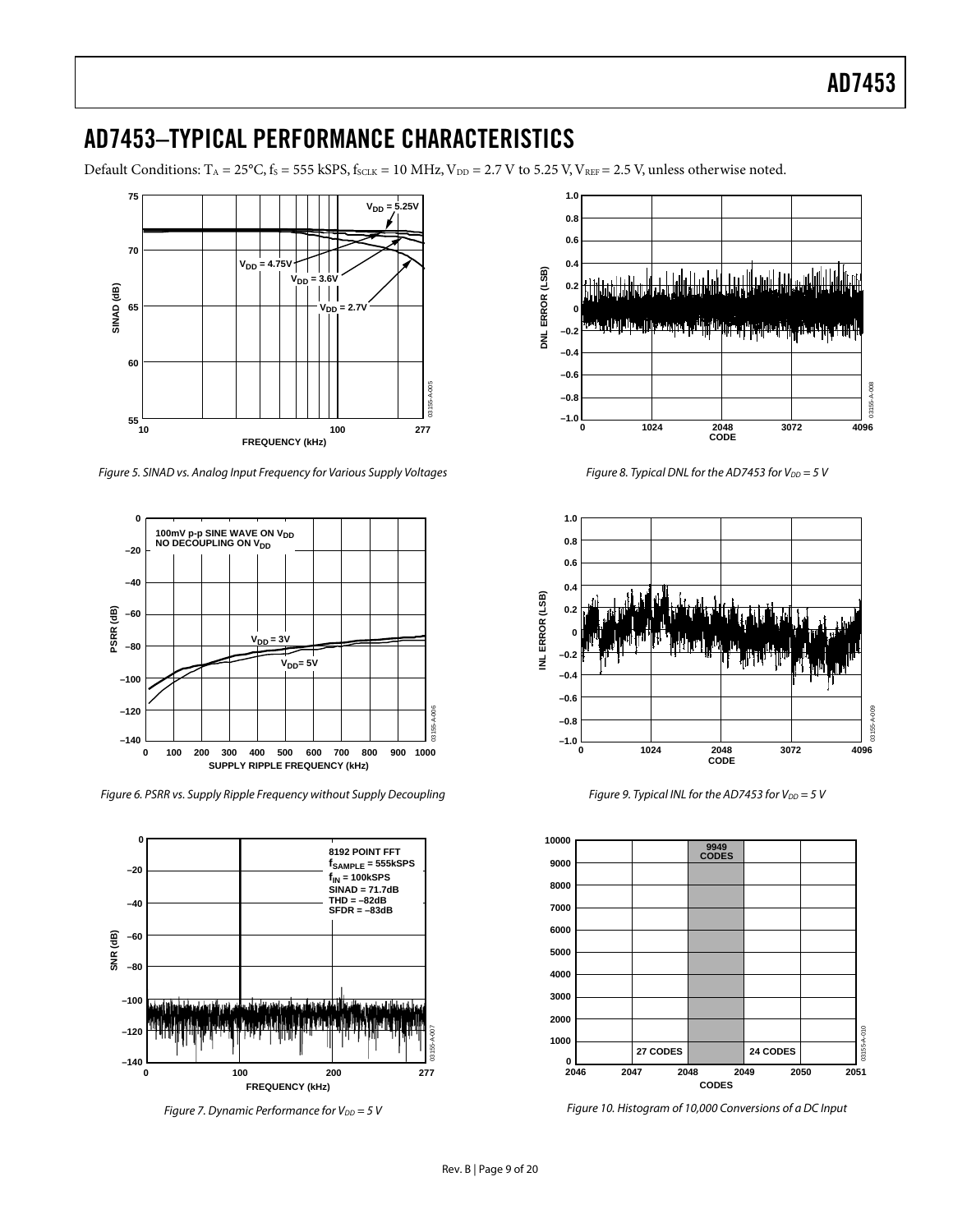# AD7453–TYPICAL PERFORMANCE CHARACTERISTICS

Default Conditions: $T_A$ = 25°C, $f_S$ = 555 kSPS, $f_{SCLK}$ = 10 MHz, $V_{DD}$ = 2.7 V to 5.25 V, $V_{REF}$ = 2.5 V, unless otherwise noted.

*Figure 5. SINAD vs. Analog Input Frequency for Various Supply Voltages*

*Figure 6. PSRR vs. Supply Ripple Frequency without Supply Decoupling*

*Figure 7. Dynamic Performance for $V_{DD}$ = 5 V*

*Figure 8. Typical DNL for the AD7453 for $V_{DD}$ = 5 V*

*Figure 9. Typical INL for the AD7453 for $V_{DD}$ = 5 V*

*Figure 10. Histogram of 10,000 Conversions of a DC Input*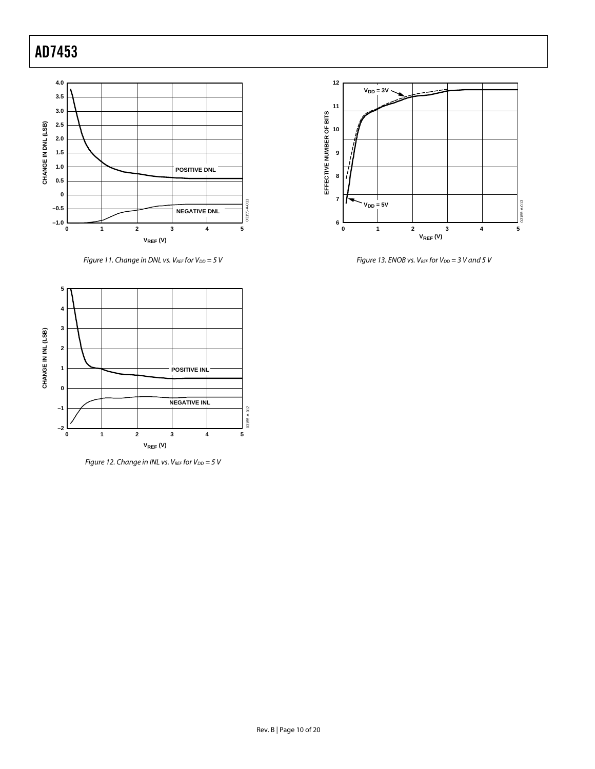Figure 11. Change in DNL vs. $V_{REF}$ for $V_{DD}$ = 5 V

Figure 12. Change in INL vs. $V_{REF}$ for $V_{DD}$ = 5 V

Figure 13. ENOB vs. $V_{REF}$ for $V_{DD}$ = 3 V and 5 V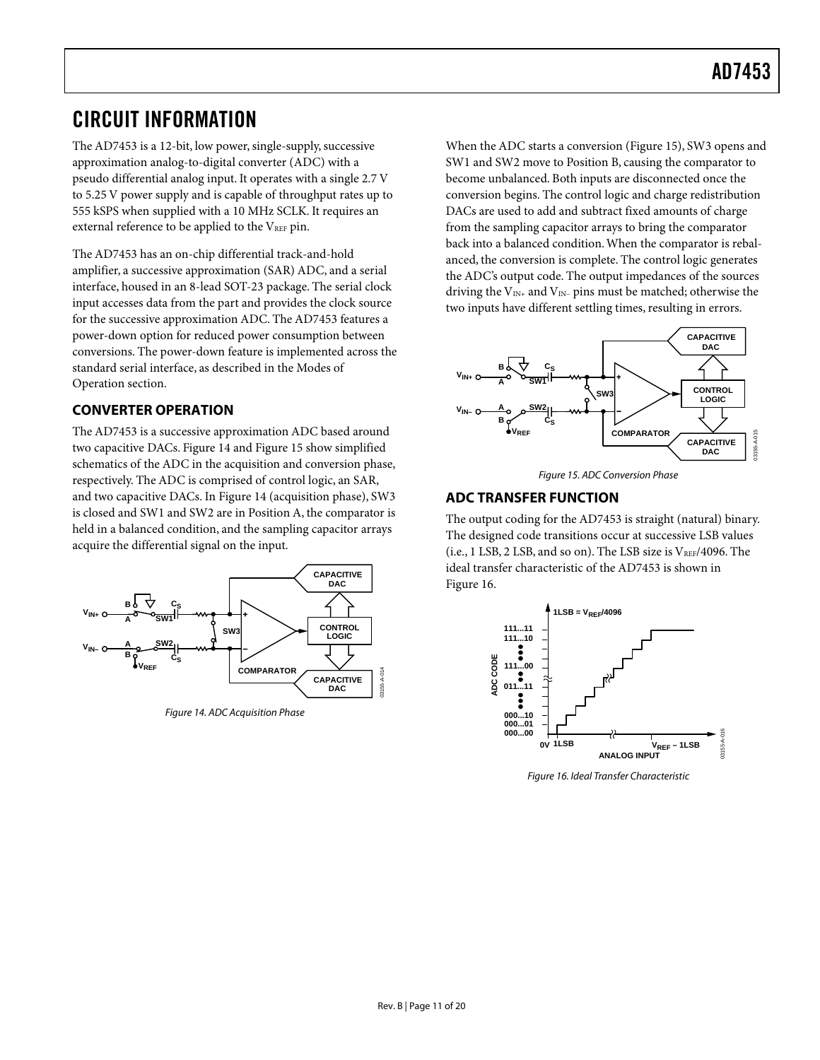# CIRCUIT INFORMATION

The AD7453 is a 12-bit, low power, single-supply, successive approximation analog-to-digital converter (ADC) with a pseudo differential analog input. It operates with a single 2.7 V to 5.25 V power supply and is capable of throughput rates up to 555 kSPS when supplied with a 10 MHz SCLK. It requires an external reference to be applied to the $V_{REF}$ pin.

The AD7453 has an on-chip differential track-and-hold amplifier, a successive approximation (SAR) ADC, and a serial interface, housed in an 8-lead SOT-23 package. The serial clock input accesses data from the part and provides the clock source for the successive approximation ADC. The AD7453 features a power-down option for reduced power consumption between conversions. The power-down feature is implemented across the standard serial interface, as described in the Modes of Operation section.

## CONVERTER OPERATION

The AD7453 is a successive approximation ADC based around two capacitive DACs. Figure 14 and Figure 15 show simplified schematics of the ADC in the acquisition and conversion phase, respectively. The ADC is comprised of control logic, an SAR, and two capacitive DACs. In Figure 14 (acquisition phase), SW3 is closed and SW1 and SW2 are in Position A, the comparator is held in a balanced condition, and the sampling capacitor arrays acquire the differential signal on the input.

*Figure 14. ADC Acquisition Phase*

When the ADC starts a conversion (Figure 15), SW3 opens and SW1 and SW2 move to Position B, causing the comparator to become unbalanced. Both inputs are disconnected once the conversion begins. The control logic and charge redistribution DACs are used to add and subtract fixed amounts of charge from the sampling capacitor arrays to bring the comparator back into a balanced condition. When the comparator is rebalanced, the conversion is complete. The control logic generates the ADC's output code. The output impedances of the sources driving the $V_{IN+}$ and $V_{IN-}$ pins must be matched; otherwise the two inputs have different settling times, resulting in errors.

*Figure 15. ADC Conversion Phase*

## ADC TRANSFER FUNCTION

The output coding for the AD7453 is straight (natural) binary. The designed code transitions occur at successive LSB values (i.e., 1 LSB, 2 LSB, and so on). The LSB size is $V_{REF}/4096$. The ideal transfer characteristic of the AD7453 is shown in Figure 16.

*Figure 16. Ideal Transfer Characteristic*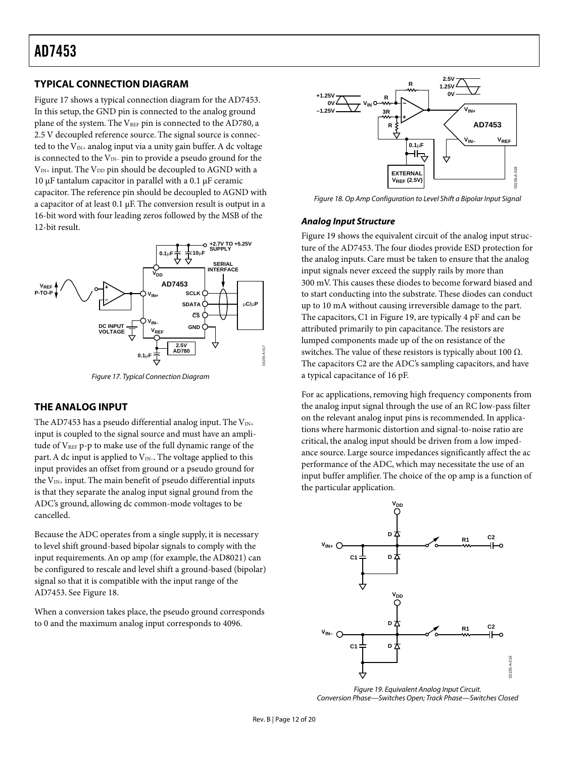## TYPICAL CONNECTION DIAGRAM

Figure 17 shows a typical connection diagram for the AD7453. In this setup, the GND pin is connected to the analog ground plane of the system. The $V_{REF}$ pin is connected to the AD780, a 2.5 V decoupled reference source. The signal source is connected to the $V_{IN+}$ analog input via a unity gain buffer. A dc voltage is connected to the $V_{IN-}$ pin to provide a pseudo ground for the $V_{IN+}$ input. The $V_{DD}$ pin should be decoupled to AGND with a 10 μF tantalum capacitor in parallel with a 0.1 μF ceramic capacitor. The reference pin should be decoupled to AGND with a capacitor of at least 0.1 μF. The conversion result is output in a 16-bit word with four leading zeros followed by the MSB of the 12-bit result.

Figure 17. Typical Connection Diagram

## THE ANALOG INPUT

The AD7453 has a pseudo differential analog input. The $V_{IN+}$ input is coupled to the signal source and must have an amplitude of $V_{REF}$ p-p to make use of the full dynamic range of the part. A dc input is applied to $V_{IN-}$. The voltage applied to this input provides an offset from ground or a pseudo ground for the $V_{IN+}$ input. The main benefit of pseudo differential inputs is that they separate the analog input signal ground from the ADC's ground, allowing dc common-mode voltages to be cancelled.

Because the ADC operates from a single supply, it is necessary to level shift ground-based bipolar signals to comply with the input requirements. An op amp (for example, the AD8021) can be configured to rescale and level shift a ground-based (bipolar) signal so that it is compatible with the input range of the AD7453. See Figure 18.

When a conversion takes place, the pseudo ground corresponds to 0 and the maximum analog input corresponds to 4096.

Figure 18. Op Amp Configuration to Level Shift a Bipolar Input Signal

### *Analog Input Structure*

Figure 19 shows the equivalent circuit of the analog input structure of the AD7453. The four diodes provide ESD protection for the analog inputs. Care must be taken to ensure that the analog input signals never exceed the supply rails by more than 300 mV. This causes these diodes to become forward biased and to start conducting into the substrate. These diodes can conduct up to 10 mA without causing irreversible damage to the part. The capacitors, C1 in Figure 19, are typically 4 pF and can be attributed primarily to pin capacitance. The resistors are lumped components made up of the on resistance of the switches. The value of these resistors is typically about 100 Ω. The capacitors C2 are the ADC's sampling capacitors, and have a typical capacitance of 16 pF.

For ac applications, removing high frequency components from the analog input signal through the use of an RC low-pass filter on the relevant analog input pins is recommended. In applications where harmonic distortion and signal-to-noise ratio are critical, the analog input should be driven from a low impedance source. Large source impedances significantly affect the ac performance of the ADC, which may necessitate the use of an input buffer amplifier. The choice of the op amp is a function of the particular application.

Figure 19. Equivalent Analog Input Circuit.
Conversion Phase—Switches Open; Track Phase—Switches Closed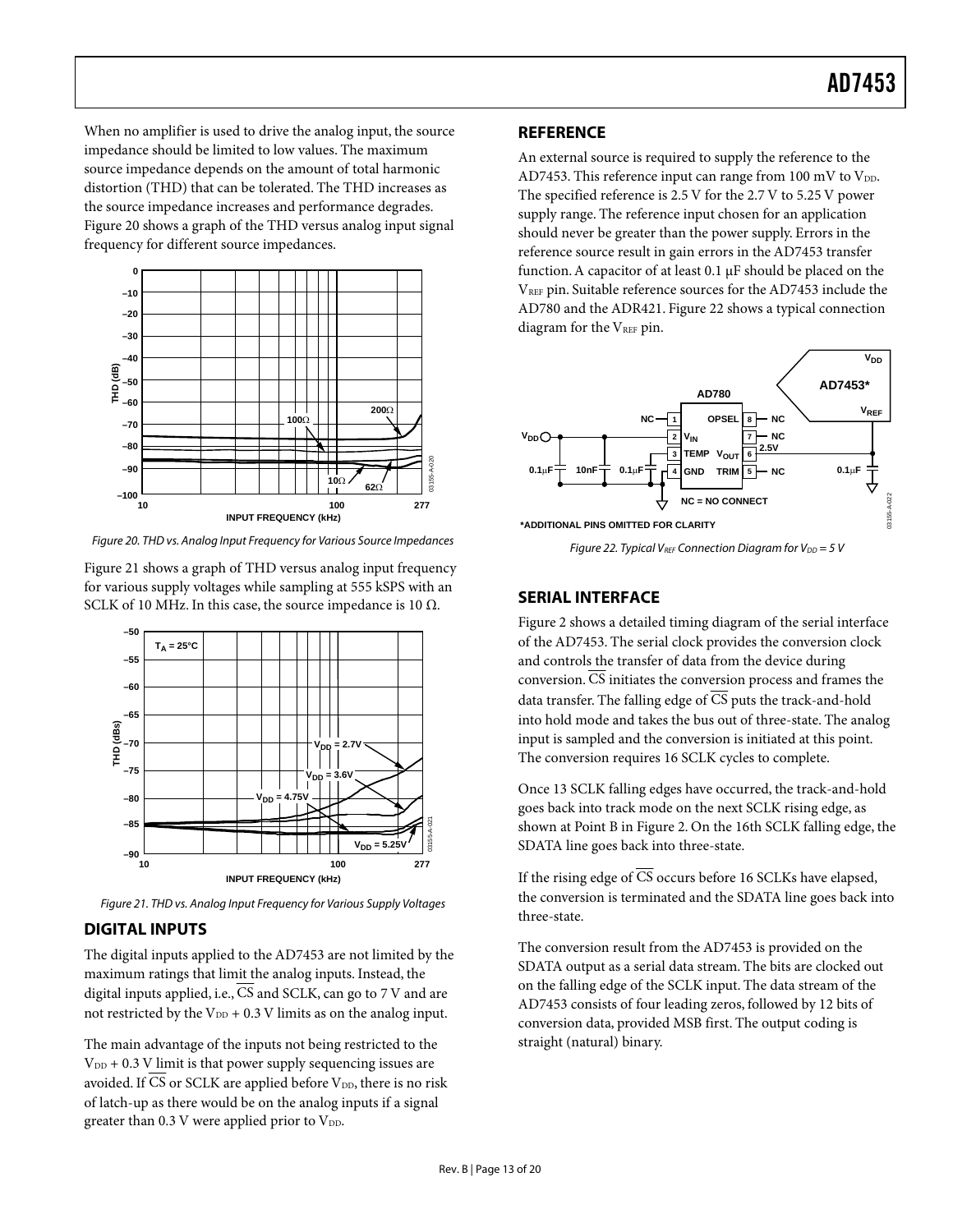When no amplifier is used to drive the analog input, the source impedance should be limited to low values. The maximum source impedance depends on the amount of total harmonic distortion (THD) that can be tolerated. The THD increases as the source impedance increases and performance degrades. Figure 20 shows a graph of the THD versus analog input signal frequency for different source impedances.

*Figure 20. THD vs. Analog Input Frequency for Various Source Impedances*

Figure 21 shows a graph of THD versus analog input frequency for various supply voltages while sampling at 555 kSPS with an SCLK of 10 MHz. In this case, the source impedance is 10 Ω.

*Figure 21. THD vs. Analog Input Frequency for Various Supply Voltages*

## DIGITAL INPUTS

The digital inputs applied to the AD7453 are not limited by the maximum ratings that limit the analog inputs. Instead, the digital inputs applied, i.e., $\overline{CS}$ and SCLK, can go to 7 V and are not restricted by the $V_{DD}$ + 0.3 V limits as on the analog input.

The main advantage of the inputs not being restricted to the $V_{DD}$ + 0.3 V limit is that power supply sequencing issues are avoided. If $\overline{CS}$ or SCLK are applied before $V_{DD}$, there is no risk of latch-up as there would be on the analog inputs if a signal greater than 0.3 V were applied prior to $V_{DD}$.

## REFERENCE

An external source is required to supply the reference to the AD7453. This reference input can range from 100 mV to $V_{DD}$. The specified reference is 2.5 V for the 2.7 V to 5.25 V power supply range. The reference input chosen for an application should never be greater than the power supply. Errors in the reference source result in gain errors in the AD7453 transfer function. A capacitor of at least 0.1 µF should be placed on the $V_{REF}$ pin. Suitable reference sources for the AD7453 include the AD780 and the ADR421. Figure 22 shows a typical connection diagram for the $V_{REF}$ pin.

*Figure 22. Typical $V_{REF}$ Connection Diagram for $V_{DD}$ = 5 V*

## SERIAL INTERFACE

Figure 2 shows a detailed timing diagram of the serial interface of the AD7453. The serial clock provides the conversion clock and controls the transfer of data from the device during conversion. $\overline{CS}$ initiates the conversion process and frames the data transfer. The falling edge of $\overline{CS}$ puts the track-and-hold into hold mode and takes the bus out of three-state. The analog input is sampled and the conversion is initiated at this point. The conversion requires 16 SCLK cycles to complete.

Once 13 SCLK falling edges have occurred, the track-and-hold goes back into track mode on the next SCLK rising edge, as shown at Point B in Figure 2. On the 16th SCLK falling edge, the SDATA line goes back into three-state.

If the rising edge of $\overline{CS}$ occurs before 16 SCLKs have elapsed, the conversion is terminated and the SDATA line goes back into three-state.

The conversion result from the AD7453 is provided on the SDATA output as a serial data stream. The bits are clocked out on the falling edge of the SCLK input. The data stream of the AD7453 consists of four leading zeros, followed by 12 bits of conversion data, provided MSB first. The output coding is straight (natural) binary.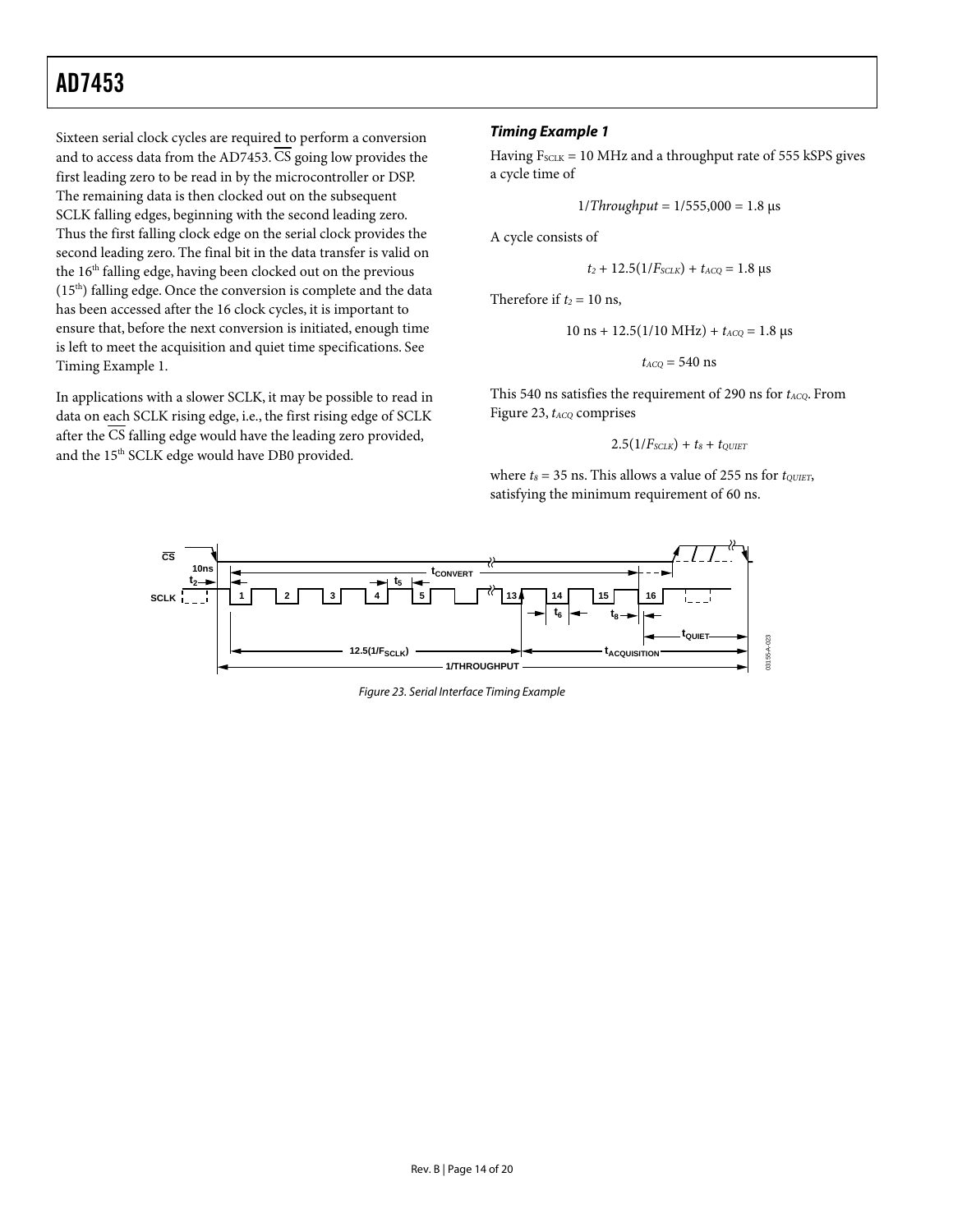Sixteen serial clock cycles are required to perform a conversion and to access data from the AD7453. $\overline{CS}$ going low provides the first leading zero to be read in by the microcontroller or DSP. The remaining data is then clocked out on the subsequent SCLK falling edges, beginning with the second leading zero. Thus the first falling clock edge on the serial clock provides the second leading zero. The final bit in the data transfer is valid on the 16th falling edge, having been clocked out on the previous (15th) falling edge. Once the conversion is complete and the data has been accessed after the 16 clock cycles, it is important to ensure that, before the next conversion is initiated, enough time is left to meet the acquisition and quiet time specifications. See Timing Example 1.

In applications with a slower SCLK, it may be possible to read in data on each SCLK rising edge, i.e., the first rising edge of SCLK after the $\overline{CS}$ falling edge would have the leading zero provided, and the 15th SCLK edge would have DB0 provided.

### *Timing Example 1*

Having $F_{SCLK}$ = 10 MHz and a throughput rate of 555 kSPS gives a cycle time of

$$1/Throughput = 1/555{,}000 = 1.8\ \mu s$$

A cycle consists of

$$t_2 + 12.5(1/F_{SCLK}) + t_{ACQ} = 1.8\ \mu s$$

Therefore if $t_2$ = 10 ns,

$$10\ ns + 12.5(1/10\ MHz) + t_{ACQ} = 1.8\ \mu s$$

$$t_{ACQ} = 540\ ns$$

This 540 ns satisfies the requirement of 290 ns for $t_{ACQ}$. From Figure 23, $t_{ACQ}$ comprises

$$2.5(1/F_{SCLK}) + t_8 + t_{QUIET}$$

where $t_8$ = 35 ns. This allows a value of 255 ns for $t_{QUIET}$, satisfying the minimum requirement of 60 ns.

*Figure 23. Serial Interface Timing Example*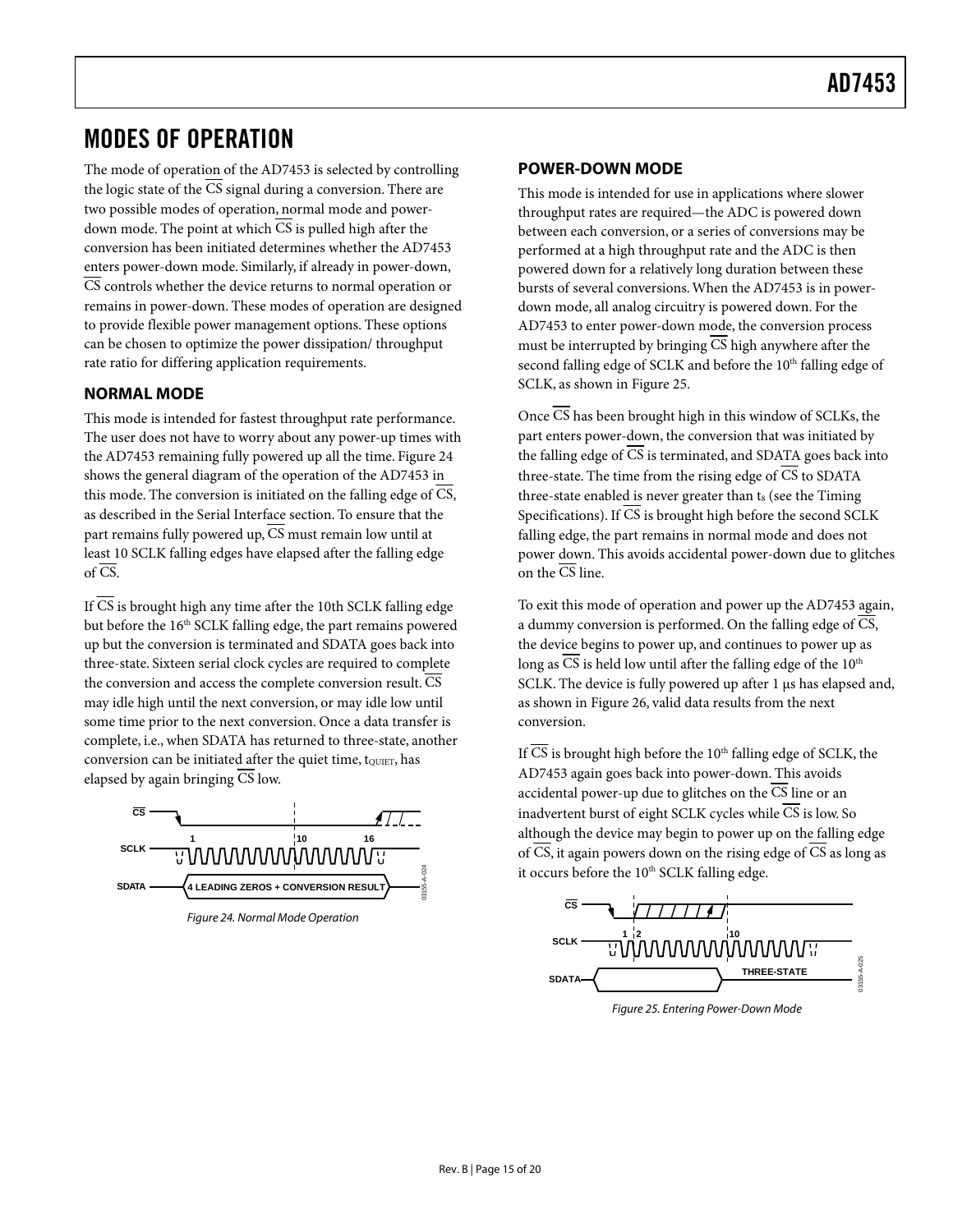## MODES OF OPERATION

The mode of operation of the AD7453 is selected by controlling the logic state of the $\overline{CS}$ signal during a conversion. There are two possible modes of operation, normal mode and power-down mode. The point at which $\overline{CS}$ is pulled high after the conversion has been initiated determines whether the AD7453 enters power-down mode. Similarly, if already in power-down, $\overline{CS}$ controls whether the device returns to normal operation or remains in power-down. These modes of operation are designed to provide flexible power management options. These options can be chosen to optimize the power dissipation/ throughput rate ratio for differing application requirements.

### NORMAL MODE

This mode is intended for fastest throughput rate performance. The user does not have to worry about any power-up times with the AD7453 remaining fully powered up all the time. Figure 24 shows the general diagram of the operation of the AD7453 in this mode. The conversion is initiated on the falling edge of $\overline{CS}$, as described in the Serial Interface section. To ensure that the part remains fully powered up, $\overline{CS}$ must remain low until at least 10 SCLK falling edges have elapsed after the falling edge of $\overline{CS}$.

If $\overline{CS}$ is brought high any time after the 10th SCLK falling edge but before the 16th SCLK falling edge, the part remains powered up but the conversion is terminated and SDATA goes back into three-state. Sixteen serial clock cycles are required to complete the conversion and access the complete conversion result. $\overline{CS}$ may idle high until the next conversion, or may idle low until some time prior to the next conversion. Once a data transfer is complete, i.e., when SDATA has returned to three-state, another conversion can be initiated after the quiet time, $t_{QUIET}$, has elapsed by again bringing $\overline{CS}$ low.

Figure 24. Normal Mode Operation

### POWER-DOWN MODE

This mode is intended for use in applications where slower throughput rates are required—the ADC is powered down between each conversion, or a series of conversions may be performed at a high throughput rate and the ADC is then powered down for a relatively long duration between these bursts of several conversions. When the AD7453 is in power-down mode, all analog circuitry is powered down. For the AD7453 to enter power-down mode, the conversion process must be interrupted by bringing $\overline{CS}$ high anywhere after the second falling edge of SCLK and before the 10th falling edge of SCLK, as shown in Figure 25.

Once $\overline{CS}$ has been brought high in this window of SCLKs, the part enters power-down, the conversion that was initiated by the falling edge of $\overline{CS}$ is terminated, and SDATA goes back into three-state. The time from the rising edge of $\overline{CS}$ to SDATA three-state enabled is never greater than $t_8$ (see the Timing Specifications). If $\overline{CS}$ is brought high before the second SCLK falling edge, the part remains in normal mode and does not power down. This avoids accidental power-down due to glitches on the $\overline{CS}$ line.

To exit this mode of operation and power up the AD7453 again, a dummy conversion is performed. On the falling edge of $\overline{CS}$, the device begins to power up, and continues to power up as long as $\overline{CS}$ is held low until after the falling edge of the 10th SCLK. The device is fully powered up after 1 μs has elapsed and, as shown in Figure 26, valid data results from the next conversion.

If $\overline{CS}$ is brought high before the 10th falling edge of SCLK, the AD7453 again goes back into power-down. This avoids accidental power-up due to glitches on the $\overline{CS}$ line or an inadvertent burst of eight SCLK cycles while $\overline{CS}$ is low. So although the device may begin to power up on the falling edge of $\overline{CS}$, it again powers down on the rising edge of $\overline{CS}$ as long as it occurs before the 10th SCLK falling edge.

Figure 25. Entering Power-Down Mode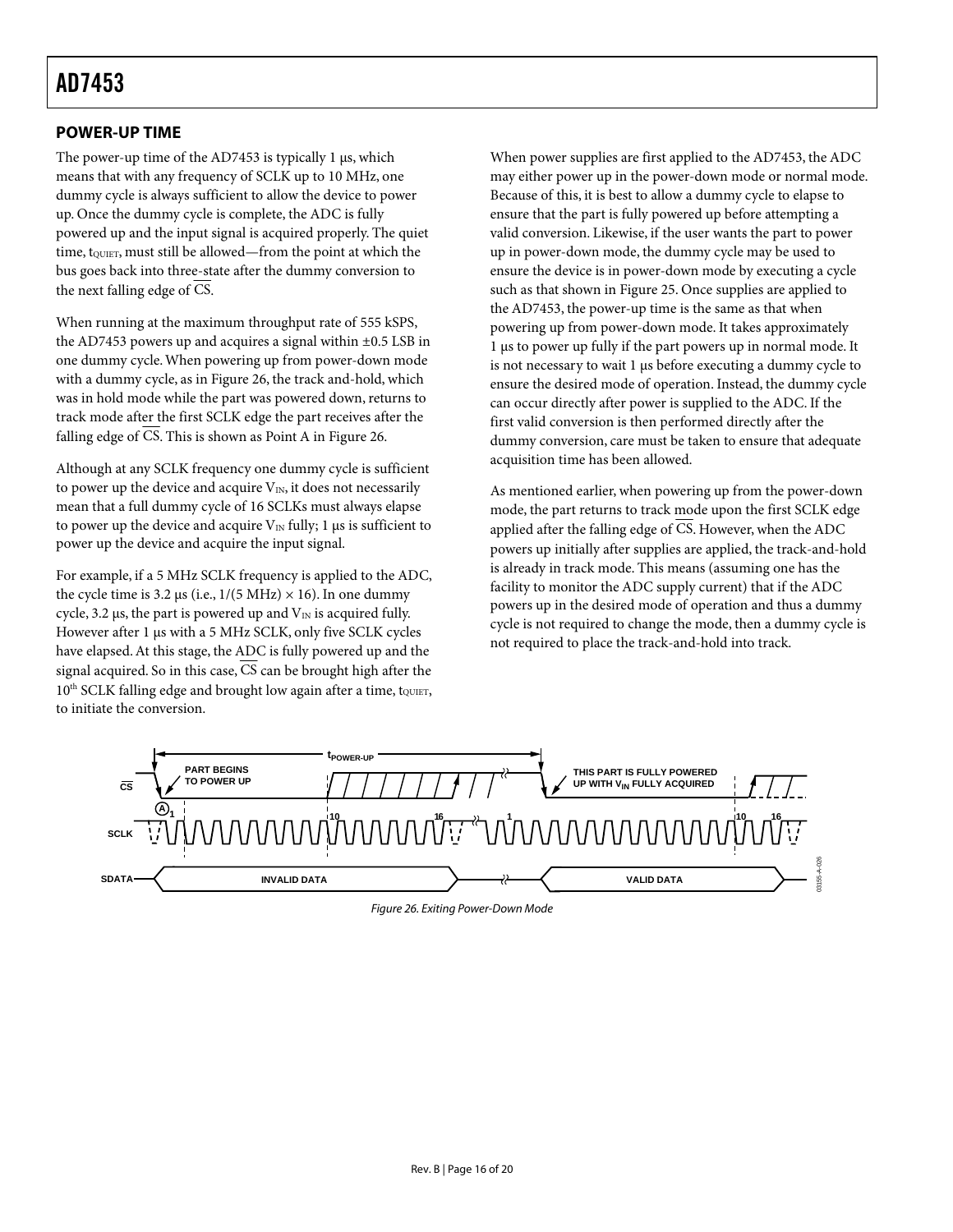## POWER-UP TIME

The power-up time of the AD7453 is typically 1 μs, which means that with any frequency of SCLK up to 10 MHz, one dummy cycle is always sufficient to allow the device to power up. Once the dummy cycle is complete, the ADC is fully powered up and the input signal is acquired properly. The quiet time, $t_{QUIET}$, must still be allowed—from the point at which the bus goes back into three-state after the dummy conversion to the next falling edge of $\overline{CS}$.

When running at the maximum throughput rate of 555 kSPS, the AD7453 powers up and acquires a signal within ±0.5 LSB in one dummy cycle. When powering up from power-down mode with a dummy cycle, as in Figure 26, the track and-hold, which was in hold mode while the part was powered down, returns to track mode after the first SCLK edge the part receives after the falling edge of $\overline{CS}$. This is shown as Point A in Figure 26.

Although at any SCLK frequency one dummy cycle is sufficient to power up the device and acquire $V_{IN}$, it does not necessarily mean that a full dummy cycle of 16 SCLKs must always elapse to power up the device and acquire $V_{IN}$ fully; 1 μs is sufficient to power up the device and acquire the input signal.

For example, if a 5 MHz SCLK frequency is applied to the ADC, the cycle time is 3.2 μs (i.e., $1/(5\text{ MHz}) \times 16$). In one dummy cycle, 3.2 μs, the part is powered up and $V_{IN}$ is acquired fully. However after 1 μs with a 5 MHz SCLK, only five SCLK cycles have elapsed. At this stage, the ADC is fully powered up and the signal acquired. So in this case, $\overline{CS}$ can be brought high after the 10th SCLK falling edge and brought low again after a time, $t_{QUIET}$, to initiate the conversion.

When power supplies are first applied to the AD7453, the ADC may either power up in the power-down mode or normal mode. Because of this, it is best to allow a dummy cycle to elapse to ensure that the part is fully powered up before attempting a valid conversion. Likewise, if the user wants the part to power up in power-down mode, the dummy cycle may be used to ensure the device is in power-down mode by executing a cycle such as that shown in Figure 25. Once supplies are applied to the AD7453, the power-up time is the same as that when powering up from power-down mode. It takes approximately 1 μs to power up fully if the part powers up in normal mode. It is not necessary to wait 1 μs before executing a dummy cycle to ensure the desired mode of operation. Instead, the dummy cycle can occur directly after power is supplied to the ADC. If the first valid conversion is then performed directly after the dummy conversion, care must be taken to ensure that adequate acquisition time has been allowed.

As mentioned earlier, when powering up from the power-down mode, the part returns to track mode upon the first SCLK edge applied after the falling edge of $\overline{CS}$. However, when the ADC powers up initially after supplies are applied, the track-and-hold is already in track mode. This means (assuming one has the facility to monitor the ADC supply current) that if the ADC powers up in the desired mode of operation and thus a dummy cycle is not required to change the mode, then a dummy cycle is not required to place the track-and-hold into track.

*Figure 26. Exiting Power-Down Mode*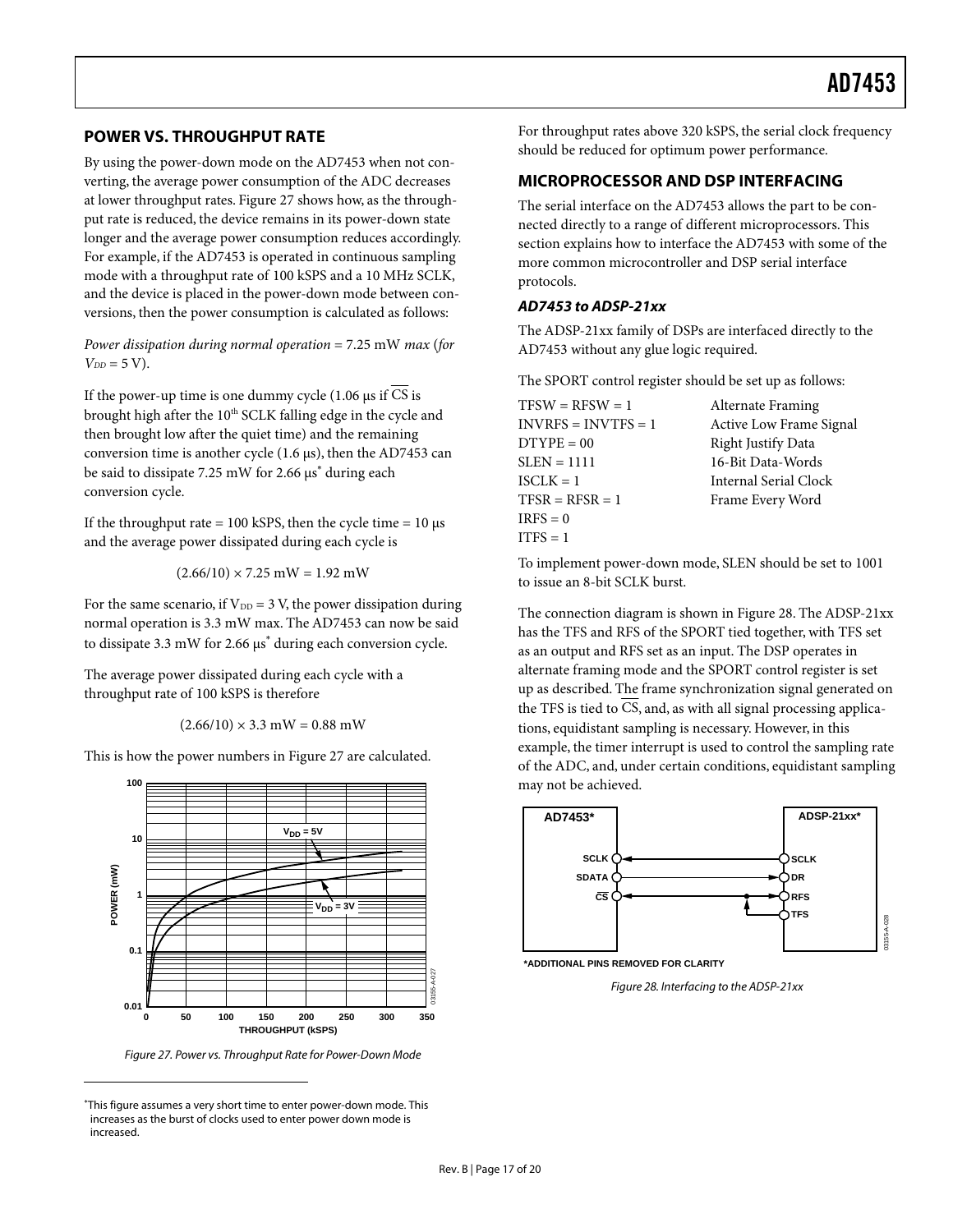## POWER VS. THROUGHPUT RATE

By using the power-down mode on the AD7453 when not converting, the average power consumption of the ADC decreases at lower throughput rates. Figure 27 shows how, as the throughput rate is reduced, the device remains in its power-down state longer and the average power consumption reduces accordingly. For example, if the AD7453 is operated in continuous sampling mode with a throughput rate of 100 kSPS and a 10 MHz SCLK, and the device is placed in the power-down mode between conversions, then the power consumption is calculated as follows:

*Power dissipation during normal operation* = 7.25 mW *max* (*for* $V_{DD}$ = 5 V).

If the power-up time is one dummy cycle (1.06 μs if $\overline{CS}$ is brought high after the 10th SCLK falling edge in the cycle and then brought low after the quiet time) and the remaining conversion time is another cycle (1.6 μs), then the AD7453 can be said to dissipate 7.25 mW for 2.66 μs* during each conversion cycle.

If the throughput rate = 100 kSPS, then the cycle time = 10 μs and the average power dissipated during each cycle is

$$(2.66/10) \times 7.25 \text{ mW} = 1.92 \text{ mW}$$

For the same scenario, if $V_{DD}$ = 3 V, the power dissipation during normal operation is 3.3 mW max. The AD7453 can now be said to dissipate 3.3 mW for 2.66 μs* during each conversion cycle.

The average power dissipated during each cycle with a throughput rate of 100 kSPS is therefore

$$(2.66/10) \times 3.3 \text{ mW} = 0.88 \text{ mW}$$

This is how the power numbers in Figure 27 are calculated.

Figure 27. Power vs. Throughput Rate for Power-Down Mode

*This figure assumes a very short time to enter power-down mode. This increases as the burst of clocks used to enter power down mode is increased.

For throughput rates above 320 kSPS, the serial clock frequency should be reduced for optimum power performance.

## MICROPROCESSOR AND DSP INTERFACING

The serial interface on the AD7453 allows the part to be connected directly to a range of different microprocessors. This section explains how to interface the AD7453 with some of the more common microcontroller and DSP serial interface protocols.

### *AD7453 to ADSP-21xx*

The ADSP-21xx family of DSPs are interfaced directly to the AD7453 without any glue logic required.

The SPORT control register should be set up as follows:

| | |
|---|---|
| TFSW = RFSW = 1 | Alternate Framing |
| INVRFS = INVTFS = 1 | Active Low Frame Signal |
| DTYPE = 00 | Right Justify Data |
| SLEN = 1111 | 16-Bit Data-Words |
| ISCLK = 1 | Internal Serial Clock |
| TFSR = RFSR = 1 | Frame Every Word |
| IRFS = 0 | |
| ITFS = 1 | |

To implement power-down mode, SLEN should be set to 1001 to issue an 8-bit SCLK burst.

The connection diagram is shown in Figure 28. The ADSP-21xx has the TFS and RFS of the SPORT tied together, with TFS set as an output and RFS set as an input. The DSP operates in alternate framing mode and the SPORT control register is set up as described. The frame synchronization signal generated on the TFS is tied to $\overline{CS}$, and, as with all signal processing applications, equidistant sampling is necessary. However, in this example, the timer interrupt is used to control the sampling rate of the ADC, and, under certain conditions, equidistant sampling may not be achieved.

Figure 28. Interfacing to the ADSP-21xx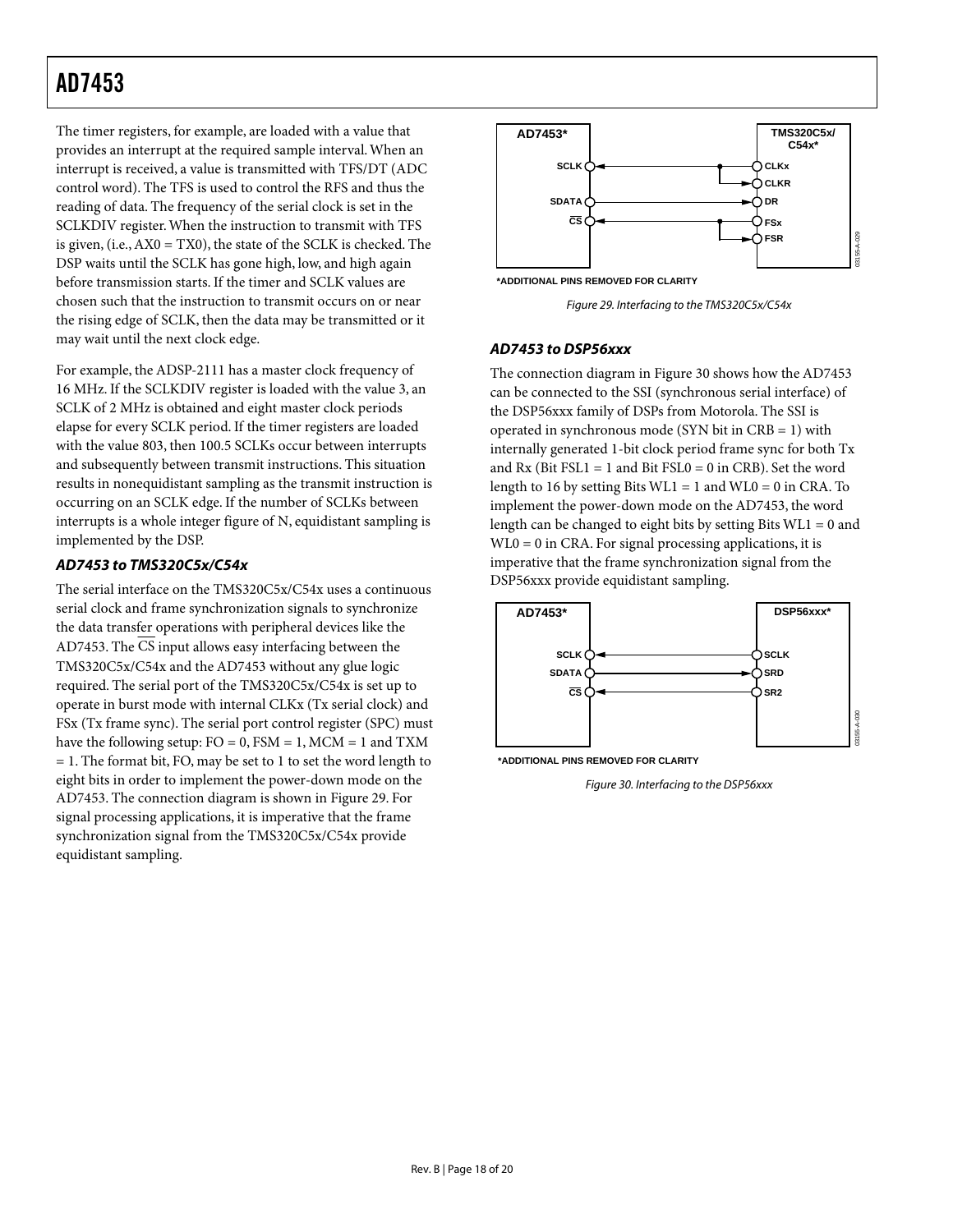The timer registers, for example, are loaded with a value that provides an interrupt at the required sample interval. When an interrupt is received, a value is transmitted with TFS/DT (ADC control word). The TFS is used to control the RFS and thus the reading of data. The frequency of the serial clock is set in the SCLKDIV register. When the instruction to transmit with TFS is given, (i.e., AX0 = TX0), the state of the SCLK is checked. The DSP waits until the SCLK has gone high, low, and high again before transmission starts. If the timer and SCLK values are chosen such that the instruction to transmit occurs on or near the rising edge of SCLK, then the data may be transmitted or it may wait until the next clock edge.

For example, the ADSP-2111 has a master clock frequency of 16 MHz. If the SCLKDIV register is loaded with the value 3, an SCLK of 2 MHz is obtained and eight master clock periods elapse for every SCLK period. If the timer registers are loaded with the value 803, then 100.5 SCLKs occur between interrupts and subsequently between transmit instructions. This situation results in nonequidistant sampling as the transmit instruction is occurring on an SCLK edge. If the number of SCLKs between interrupts is a whole integer figure of N, equidistant sampling is implemented by the DSP.

### AD7453 to TMS320C5x/C54x

The serial interface on the TMS320C5x/C54x uses a continuous serial clock and frame synchronization signals to synchronize the data transfer operations with peripheral devices like the AD7453. The $\overline{CS}$ input allows easy interfacing between the TMS320C5x/C54x and the AD7453 without any glue logic required. The serial port of the TMS320C5x/C54x is set up to operate in burst mode with internal CLKx (Tx serial clock) and FSx (Tx frame sync). The serial port control register (SPC) must have the following setup: FO = 0, FSM = 1, MCM = 1 and TXM = 1. The format bit, FO, may be set to 1 to set the word length to eight bits in order to implement the power-down mode on the AD7453. The connection diagram is shown in Figure 29. For signal processing applications, it is imperative that the frame synchronization signal from the TMS320C5x/C54x provide equidistant sampling.

*ADDITIONAL PINS REMOVED FOR CLARITY

*Figure 29. Interfacing to the TMS320C5x/C54x*

### AD7453 to DSP56xxx

The connection diagram in Figure 30 shows how the AD7453 can be connected to the SSI (synchronous serial interface) of the DSP56xxx family of DSPs from Motorola. The SSI is operated in synchronous mode (SYN bit in CRB = 1) with internally generated 1-bit clock period frame sync for both Tx and Rx (Bit FSL1 = 1 and Bit FSL0 = 0 in CRB). Set the word length to 16 by setting Bits WL1 = 1 and WL0 = 0 in CRA. To implement the power-down mode on the AD7453, the word length can be changed to eight bits by setting Bits WL1 = 0 and WL0 = 0 in CRA. For signal processing applications, it is imperative that the frame synchronization signal from the DSP56xxx provide equidistant sampling.

*ADDITIONAL PINS REMOVED FOR CLARITY

*Figure 30. Interfacing to the DSP56xxx*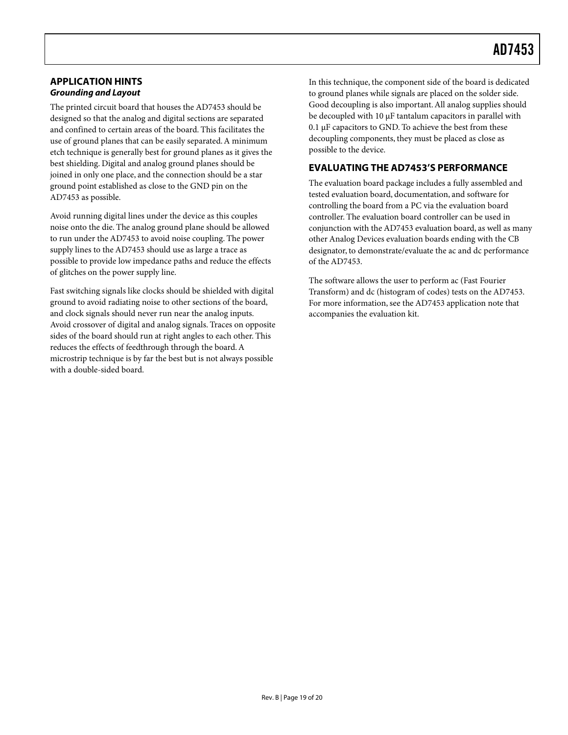## APPLICATION HINTS

### *Grounding and Layout*

The printed circuit board that houses the AD7453 should be designed so that the analog and digital sections are separated and confined to certain areas of the board. This facilitates the use of ground planes that can be easily separated. A minimum etch technique is generally best for ground planes as it gives the best shielding. Digital and analog ground planes should be joined in only one place, and the connection should be a star ground point established as close to the GND pin on the AD7453 as possible.

Avoid running digital lines under the device as this couples noise onto the die. The analog ground plane should be allowed to run under the AD7453 to avoid noise coupling. The power supply lines to the AD7453 should use as large a trace as possible to provide low impedance paths and reduce the effects of glitches on the power supply line.

Fast switching signals like clocks should be shielded with digital ground to avoid radiating noise to other sections of the board, and clock signals should never run near the analog inputs. Avoid crossover of digital and analog signals. Traces on opposite sides of the board should run at right angles to each other. This reduces the effects of feedthrough through the board. A microstrip technique is by far the best but is not always possible with a double-sided board.

In this technique, the component side of the board is dedicated to ground planes while signals are placed on the solder side. Good decoupling is also important. All analog supplies should be decoupled with 10 µF tantalum capacitors in parallel with 0.1 µF capacitors to GND. To achieve the best from these decoupling components, they must be placed as close as possible to the device.

## EVALUATING THE AD7453'S PERFORMANCE

The evaluation board package includes a fully assembled and tested evaluation board, documentation, and software for controlling the board from a PC via the evaluation board controller. The evaluation board controller can be used in conjunction with the AD7453 evaluation board, as well as many other Analog Devices evaluation boards ending with the CB designator, to demonstrate/evaluate the ac and dc performance of the AD7453.

The software allows the user to perform ac (Fast Fourier Transform) and dc (histogram of codes) tests on the AD7453. For more information, see the AD7453 application note that accompanies the evaluation kit.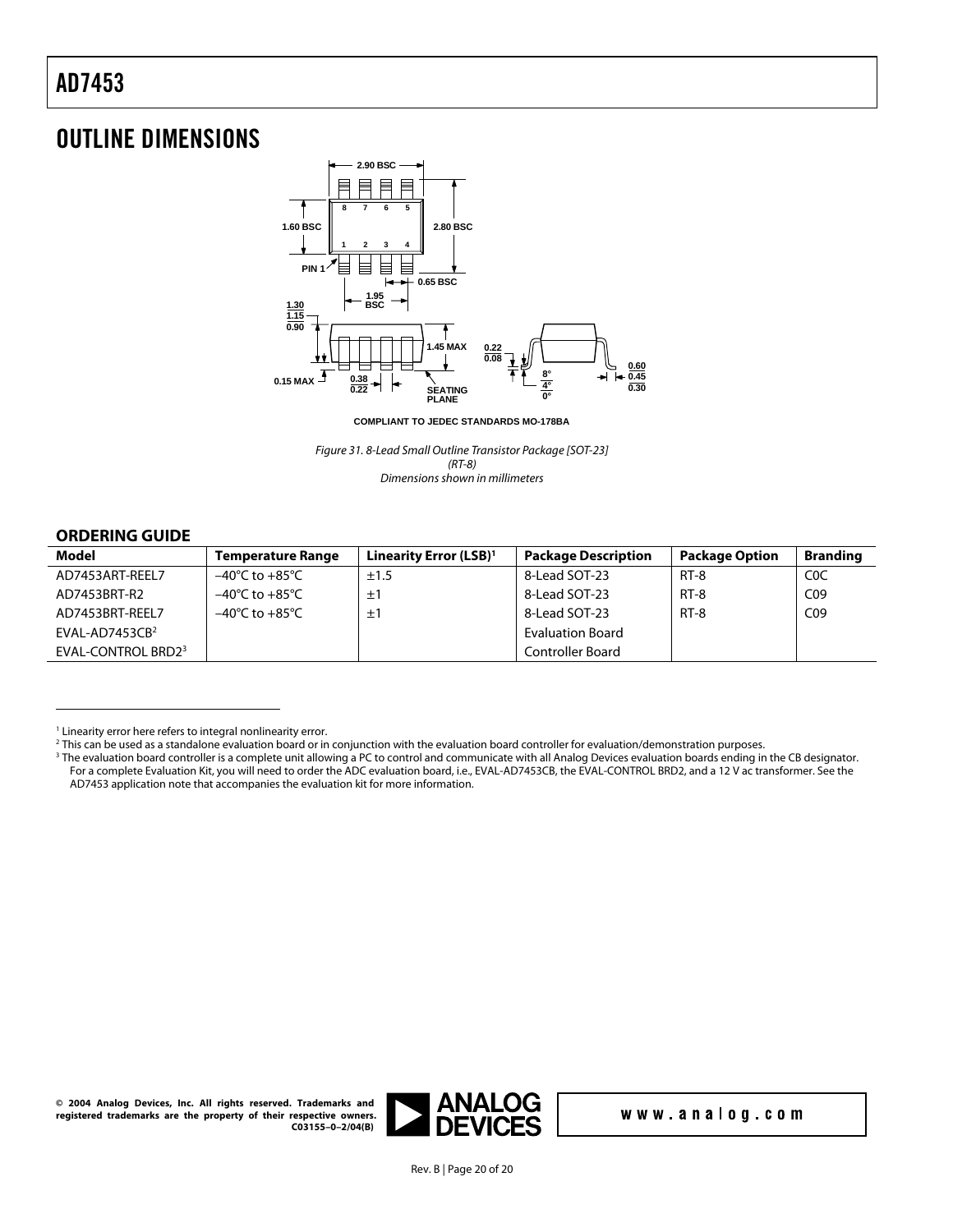## OUTLINE DIMENSIONS

2.90 BSC

8 7 6 5

1.60 BSC

2.80 BSC

1 2 3 4

PIN 1

0.65 BSC

1.95 BSC

1.30
1.15
0.90

1.45 MAX

0.22
0.08

0.15 MAX

0.38
0.22

SEATING PLANE

8°
4°
0°

0.60
0.45
0.30

COMPLIANT TO JEDEC STANDARDS MO-178BA

*Figure 31. 8-Lead Small Outline Transistor Package [SOT-23] (RT-8) Dimensions shown in millimeters*

### ORDERING GUIDE

| Model | Temperature Range | Linearity Error (LSB)[1] | Package Description | Package Option | Branding |
|---|---|---|---|---|---|
| AD7453ART-REEL7 | –40°C to +85°C | ±1.5 | 8-Lead SOT-23 | RT-8 | C0C |
| AD7453BRT-R2 | –40°C to +85°C | ±1 | 8-Lead SOT-23 | RT-8 | C09 |
| AD7453BRT-REEL7 | –40°C to +85°C | ±1 | 8-Lead SOT-23 | RT-8 | C09 |
| EVAL-AD7453CB[2] | | | Evaluation Board | | |
| EVAL-CONTROL BRD2[3] | | | Controller Board | | |

[1] Linearity error here refers to integral nonlinearity error.

[2] This can be used as a standalone evaluation board or in conjunction with the evaluation board controller for evaluation/demonstration purposes.

[3] The evaluation board controller is a complete unit allowing a PC to control and communicate with all Analog Devices evaluation boards ending in the CB designator. For a complete Evaluation Kit, you will need to order the ADC evaluation board, i.e., EVAL-AD7453CB, the EVAL-CONTROL BRD2, and a 12 V ac transformer. See the AD7453 application note that accompanies the evaluation kit for more information.

© 2004 Analog Devices, Inc. All rights reserved. Trademarks and registered trademarks are the property of their respective owners. C03155–0–2/04(B)